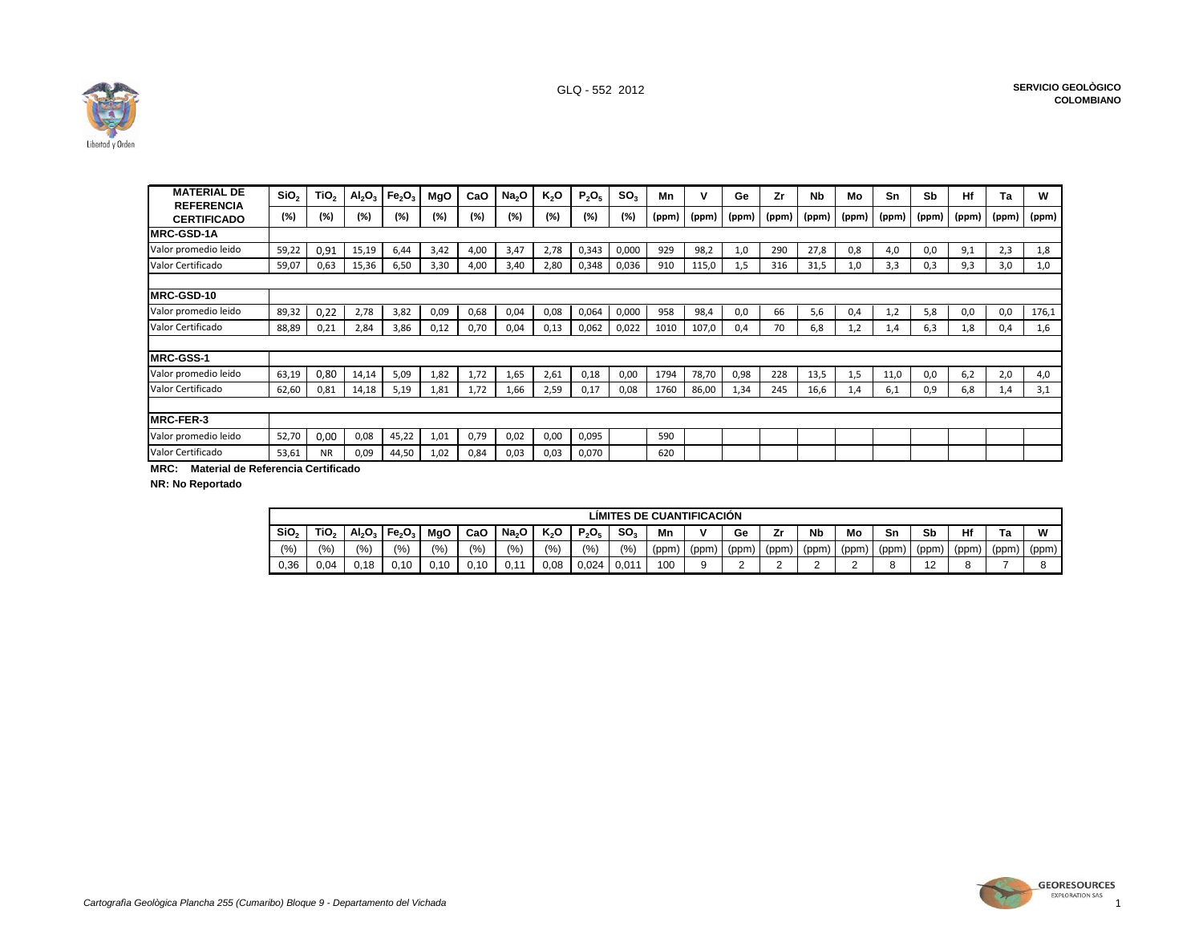GLQ - 552 2012

**SERVICIO GEOLÒGICO COLOMBIANO**

| MATERIAL DE REFERENCIA CERTIFICADO | $SiO_2$ | $TiO_2$ | $Al_2O_3$ | $Fe_2O_3$ | MgO | CaO | $Na_2O$ | $K_2O$ | $P_2O_5$ | $SO_3$ | Mn | V | Ge | Zr | Nb | Mo | Sn | Sb | Hf | Ta | W |
|---|---|---|---|---|---|---|---|---|---|---|---|---|---|---|---|---|---|---|---|---|---|
| | (%) | (%) | (%) | (%) | (%) | (%) | (%) | (%) | (%) | (%) | (ppm) | (ppm) | (ppm) | (ppm) | (ppm) | (ppm) | (ppm) | (ppm) | (ppm) | (ppm) | (ppm) |
| **MRC-GSD-1A** | | | | | | | | | | | | | | | | | | | | | |
| Valor promedio leido | 59,22 | 0,91 | 15,19 | 6,44 | 3,42 | 4,00 | 3,47 | 2,78 | 0,343 | 0,000 | 929 | 98,2 | 1,0 | 290 | 27,8 | 0,8 | 4,0 | 0,0 | 9,1 | 2,3 | 1,8 |
| Valor Certificado | 59,07 | 0,63 | 15,36 | 6,50 | 3,30 | 4,00 | 3,40 | 2,80 | 0,348 | 0,036 | 910 | 115,0 | 1,5 | 316 | 31,5 | 1,0 | 3,3 | 0,3 | 9,3 | 3,0 | 1,0 |
| **MRC-GSD-10** | | | | | | | | | | | | | | | | | | | | | |
| Valor promedio leido | 89,32 | 0,22 | 2,78 | 3,82 | 0,09 | 0,68 | 0,04 | 0,08 | 0,064 | 0,000 | 958 | 98,4 | 0,0 | 66 | 5,6 | 0,4 | 1,2 | 5,8 | 0,0 | 0,0 | 176,1 |
| Valor Certificado | 88,89 | 0,21 | 2,84 | 3,86 | 0,12 | 0,70 | 0,04 | 0,13 | 0,062 | 0,022 | 1010 | 107,0 | 0,4 | 70 | 6,8 | 1,2 | 1,4 | 6,3 | 1,8 | 0,4 | 1,6 |
| **MRC-GSS-1** | | | | | | | | | | | | | | | | | | | | | |
| Valor promedio leido | 63,19 | 0,80 | 14,14 | 5,09 | 1,82 | 1,72 | 1,65 | 2,61 | 0,18 | 0,00 | 1794 | 78,70 | 0,98 | 228 | 13,5 | 1,5 | 11,0 | 0,0 | 6,2 | 2,0 | 4,0 |
| Valor Certificado | 62,60 | 0,81 | 14,18 | 5,19 | 1,81 | 1,72 | 1,66 | 2,59 | 0,17 | 0,08 | 1760 | 86,00 | 1,34 | 245 | 16,6 | 1,4 | 6,1 | 0,9 | 6,8 | 1,4 | 3,1 |
| **MRC-FER-3** | | | | | | | | | | | | | | | | | | | | | |
| Valor promedio leido | 52,70 | 0,00 | 0,08 | 45,22 | 1,01 | 0,79 | 0,02 | 0,00 | 0,095 | | 590 | | | | | | | | | | |
| Valor Certificado | 53,61 | NR | 0,09 | 44,50 | 1,02 | 0,84 | 0,03 | 0,03 | 0,070 | | 620 | | | | | | | | | | |

**MRC: Material de Referencia Certificado**

**NR: No Reportado**

| LÍMITES DE CUANTIFICACIÓN | | | | | | | | | | | | | | | | | | | | |
|---|---|---|---|---|---|---|---|---|---|---|---|---|---|---|---|---|---|---|---|---|
| $SiO_2$ | $TiO_2$ | $Al_2O_3$ | $Fe_2O_3$ | MgO | CaO | $Na_2O$ | $K_2O$ | $P_2O_5$ | $SO_3$ | Mn | V | Ge | Zr | Nb | Mo | Sn | Sb | Hf | Ta | W |
| (%) | (%) | (%) | (%) | (%) | (%) | (%) | (%) | (%) | (%) | (ppm) | (ppm) | (ppm) | (ppm) | (ppm) | (ppm) | (ppm) | (ppm) | (ppm) | (ppm) | (ppm) |
| 0,36 | 0,04 | 0,18 | 0,10 | 0,10 | 0,10 | 0,11 | 0,08 | 0,024 | 0,011 | 100 | 9 | 2 | 2 | 2 | 2 | 8 | 12 | 8 | 7 | 8 |

*Cartografía Geològica Plancha 255 (Cumaribo) Bloque 9 - Departamento del Vichada*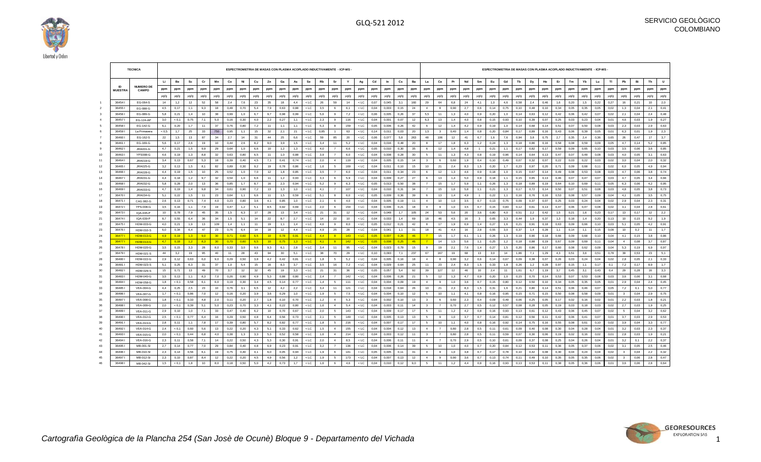| | TECNICA | | ESPECTROMETRIA DE MASAS CON PLASMA ACOPLADO INDUCTIVAMENTE - ICP-MS - | | | | | | | | | | | | | | | | | | | | | ESPECTROMETRIA DE MASAS CON PLASMA ACOPLADO INDUCTIVAMENTE - ICP-MS - | | | | | | | | | | | | | | | | | | | |
|---|---|---|---|---|---|---|---|---|---|---|---|---|---|---|---|---|---|---|---|---|---|---|---|---|---|---|---|---|---|---|---|---|---|---|---|---|---|---|---|---|---|---|
| | ID MUESTRA | NUMERO DE CAMPO | Li | Be | Sc | Cr | Mn | Co | Ni | Cu | Zn | Ga | As | Se | Rb | Sr | Y | Ag | Cd | In | Cs | Ba | La | Ce | Pr | Nd | Sm | Eu | Gd | Tb | Dy | Ho | Er | Tm | Yb | Lu | Tl | Pb | Bi | Th | U |
| | | | ppm | ppm | ppm | ppm | ppm | ppm | ppm | ppm | ppm | ppm | ppm | ppm | ppm | ppm | ppm | ppm | ppm | ppm | ppm | ppm | ppm | ppm | ppm | ppm | ppm | ppm | ppm | ppm | ppm | ppm | ppm | ppm | ppm | ppm | ppm | ppm | ppm | ppm | ppm |
| | | | µg/g | µg/g | µg/g | µg/g | µg/g | µg/g | µg/g | µg/g | µg/g | µg/g | µg/g | µg/g | µg/g | µg/g | µg/g | µg/g | µg/g | µg/g | µg/g | µg/g | µg/g | µg/g | µg/g | µg/g | µg/g | µg/g | µg/g | µg/g | µg/g | µg/g | µg/g | µg/g | µg/g | µg/g | µg/g | µg/g | µg/g | µg/g | µg/g |
| 1 | 36454 I | EG-064-S | 14 | 1,2 | 12 | 52 | 58 | 2,4 | 7,6 | 23 | 35 | 18 | 4,4 | < LC | 26 | 59 | 14 | < LC | 0,07 | 0,045 | 3,1 | 160 | 29 | 64 | 6,8 | 24 | 4,1 | 1,0 | 4,6 | 0,58 | 2,4 | 0,46 | 1,6 | 0,20 | 1,5 | 0,22 | 0,27 | 16 | 0,21 | 10 | 2,0 |
| 2 | 36455 I | EG-088-G | 4,5 | 0,17 | 1,1 | 9,3 | 18 | 0,48 | 0,70 | 5,4 | 7,9 | 0,63 | 0,88 | < LC | 3,5 | 6 | 6,1 | < LC | 0,04 | 0,003 | 0,15 | 24 | 4 | 8 | 0,90 | 2,7 | 0,6 | 0,14 | 0,75 | 0,10 | 0,48 | 0,10 | 0,34 | 0,05 | 0,35 | 0,05 | 0,02 | 1,3 | 0,04 | 2,1 | 0,41 |
| 3 | 36456 I | EG-089-G | 5,8 | 0,21 | 1,4 | 10 | 38 | 0,99 | 1,0 | 6,7 | 9,7 | 0,98 | 0,99 | < LC | 5,6 | 9 | 7,2 | < LC | 0,06 | 0,005 | 0,26 | 37 | 5,5 | 11 | 1,3 | 4,0 | 0,9 | 0,20 | 1,0 | 0,14 | 0,63 | 0,12 | 0,42 | 0,06 | 0,42 | 0,07 | 0,02 | 2,1 | 0,04 | 2,4 | 0,48 |
| 4 | 36457 I | EG-124-AP | 3,0 | < 0,1 | 0,75 | 7,1 | 5,8 | 0,16 | 0,30 | 4,0 | 2,2 | 0,27 | 1,1 | < LC | 2,3 | 9 | 136 | < LC | 0,04 | 0,001 | 0,07 | 12 | 6,3 | 13 | 1,4 | 4,0 | 0,8 | 0,15 | 0,93 | 0,10 | 0,39 | 0,07 | 0,25 | 0,03 | 0,23 | 0,04 | 0,01 | 4,6 | 0,03 | 1,9 | 0,27 |
| 5 | 36458 I | EG-142-G | 6,1 | 0,20 | 1,7 | 11 | 37 | 0,76 | 0,80 | 7,2 | 11 | 1,3 | 1,1 | < LC | 5,3 | 8 | 159 | < LC | 0,05 | 0,006 | 0,26 | 42 | 6 | 12 | 1,4 | 4,2 | 0,9 | 0,19 | 1,0 | 0,14 | 0,68 | 0,14 | 0,51 | 0,07 | 0,50 | 0,08 | 0,03 | 2,3 | 0,03 | 2,9 | 0,63 |
| 6 | 36459 I | La Primavera | < 0,5 | 1,7 | 25 | 33 | 750 | 0,95 | 1,1 | 15 | 32 | 2,1 | 21 | < LC | 0,85 | 1 | 63 | < LC | 0,14 | 0,011 | 0,03 | 20 | 1,5 | 3 | 0,40 | 1,4 | 0,8 | 0,20 | 0,84 | 0,17 | 0,89 | 0,16 | 0,43 | 0,06 | 0,39 | 0,05 | 0,01 | 6,3 | 0,01 | 1,9 | 2,3 |
| 7 | 36460 I | EG-162-S | 22 | 1,5 | 13 | 87 | 34 | 2,7 | 14 | 31 | 44 | 25 | 6,6 | < LC | 59 | 85 | 20 | < LC | 0,06 | 0,077 | 5,8 | 263 | 48 | 106 | 12 | 41 | 6,7 | 1,6 | 7,6 | 0,94 | 3,6 | 0,75 | 2,7 | 0,35 | 2,4 | 0,36 | 0,65 | 26 | 0,47 | 17 | 3,7 |
| 8 | 36461 I | EG-169-G | 5,6 | 0,17 | 2,6 | 19 | 10 | 0,44 | 2,6 | 8,2 | 9,0 | 3,9 | 1,5 | < LC | 3,4 | 11 | 5,2 | < LC | 0,04 | 0,016 | 0,48 | 20 | 8 | 17 | 1,8 | 6,3 | 1,2 | 0,24 | 1,3 | 0,18 | 0,86 | 0,16 | 0,58 | 0,08 | 0,59 | 0,09 | 0,05 | 4,7 | 0,14 | 5,2 | 0,85 |
| 9 | 36462 I | JRA001-G | 4,7 | 0,21 | 1,5 | 9,9 | 29 | 0,64 | 1,0 | 6,6 | 10 | 1,2 | 1,3 | < LC | 4,0 | 7 | 6,8 | < LC | 0,05 | 0,010 | 0,30 | 35 | 6 | 12 | 1,4 | 4,8 | 1 | 0,21 | 1,1 | 0,17 | 0,82 | 0,17 | 0,59 | 0,09 | 0,65 | 0,10 | 0,03 | 3,5 | 0,06 | 3,6 | 0,85 |
| 10 | 36463 I | YPS008-G | 4,6 | 0,19 | 1,3 | 8,8 | 32 | 0,63 | 0,80 | 6,5 | 11 | 1,0 | 0,88 | < LC | 3,9 | 7 | 6,0 | < LC | 0,04 | 0,008 | 0,28 | 30 | 5 | 11 | 1,3 | 4,3 | 0,8 | 0,19 | 0,96 | 0,14 | 0,64 | 0,13 | 0,47 | 0,07 | 0,48 | 0,08 | 0,03 | 4,0 | 0,05 | 3,1 | 0,63 |
| 11 | 36464 I | JRA019-G | 3,4 | 0,13 | 0,87 | 5,3 | 18 | 0,39 | 0,40 | 4,5 | 7,1 | 0,41 | 0,74 | < LC | 2,0 | 4 | 119 | < LC | 0,04 | 0,005 | 0,15 | 14 | 3 | 6 | 0,60 | 1,9 | 0,4 | 0,10 | 0,49 | 0,07 | 0,32 | 0,07 | 0,22 | 0,03 | 0,22 | 0,03 | 0,02 | 3,0 | 0,04 | 2,0 | 0,32 |
| 12 | 36465 I | JRA025-G | 3,2 | 0,13 | 1,5 | 8,1 | 82 | 0,89 | 0,30 | 9,2 | 19 | 0,78 | 0,86 | < LC | 1,6 | 5 | 169 | < LC | 0,04 | 0,011 | 0,10 | 15 | 10 | 21 | 2,4 | 8,3 | 1,5 | 0,20 | 1,7 | 0,23 | 0,97 | 0,20 | 0,71 | 0,09 | 0,68 | 0,11 | 0,02 | 6,0 | 0,05 | 4,9 | 0,94 |
| 13 | 36466 I | JRA028-G | 4,4 | 0,19 | 1,5 | 10 | 25 | 0,52 | 1,0 | 7,0 | 12 | 1,8 | 0,85 | < LC | 3,5 | 7 | 6,0 | < LC | 0,04 | 0,011 | 0,34 | 23 | 6 | 12 | 1,3 | 4,6 | 0,9 | 0,18 | 1,0 | 0,15 | 0,67 | 0,14 | 0,49 | 0,08 | 0,53 | 0,08 | 0,03 | 4,7 | 0,06 | 3,6 | 0,74 |
| 14 | 36467 I | JRA031-G | 4,4 | 0,18 | 1,2 | 9,7 | 32 | 0,54 | 1,0 | 6,6 | 11 | 1,2 | 0,93 | < LC | 3,3 | 6 | 5,9 | < LC | 0,04 | 0,009 | 0,27 | 27 | 6 | 13 | 1,4 | 5,0 | 0,9 | 0,18 | 1,1 | 0,15 | 0,65 | 0,13 | 0,46 | 0,07 | 0,47 | 0,07 | 0,03 | 4,7 | 0,05 | 3,4 | 0,66 |
| 15 | 36468 I | JRA032-G | 5,8 | 0,28 | 2,0 | 13 | 36 | 0,65 | 1,7 | 8,7 | 16 | 2,3 | 0,94 | < LC | 5,2 | 9 | 6,3 | < LC | 0,05 | 0,013 | 0,50 | 38 | 7 | 15 | 1,7 | 5,9 | 1,1 | 0,26 | 1,3 | 0,18 | 0,89 | 0,19 | 0,64 | 0,10 | 0,69 | 0,11 | 0,05 | 6,3 | 0,06 | 4,2 | 0,95 |
| 16 | 36469 I | JRA033-G | 4,7 | 0,19 | 1,4 | 9,8 | 34 | 0,61 | 0,90 | 7,2 | 13 | 1,3 | 1,0 | < LC | 4,1 | 7 | 107 | < LC | 0,04 | 0,010 | 0,31 | 34 | 7 | 15 | 1,6 | 5,8 | 1,1 | 0,21 | 1,3 | 0,17 | 0,72 | 0,14 | 0,50 | 0,07 | 0,51 | 0,08 | 0,03 | 4,8 | 0,05 | 3,8 | 0,73 |
| 17 | 36470 I | JRA034-G | 5,1 | 0,22 | 1,5 | 11 | 23 | 0,64 | 1,1 | 6,6 | 11 | 1,5 | 0,59 | < LC | 5,1 | 8 | 6,0 | < LC | 0,05 | 0,009 | 0,36 | 39 | 6 | 13 | 1,4 | 4,9 | 1 | 0,22 | 1,1 | 0,16 | 0,76 | 0,16 | 0,53 | 0,08 | 0,57 | 0,09 | 0,04 | 4,1 | 0,05 | 3,5 | 0,75 |
| 18 | 36471 I | CAG 002-G | 2,6 | 0,13 | 0,71 | 7,4 | 4,0 | 0,23 | 0,80 | 3,6 | 4,1 | 0,85 | 1,0 | < LC | 2,1 | 6 | 4,0 | < LC | 0,04 | 0,005 | 0,19 | 11 | 4 | 10 | 1,0 | 3,5 | 0,7 | 0,13 | 0,75 | 0,09 | 0,37 | 0,07 | 0,25 | 0,03 | 0,24 | 0,04 | 0,02 | 2,9 | 0,04 | 2,3 | 0,31 |
| 19 | 36472 I | YPS-008-G | 3,5 | 0,18 | 1,1 | 7,9 | 19 | 0,47 | 1,2 | 5,1 | 8,5 | 0,92 | 0,69 | < LC | 2,0 | 6 | 154 | < LC | 0,04 | 0,006 | 0,21 | 18 | 4 | 9 | 1,0 | 3,5 | 0,7 | 0,15 | 0,83 | 0,12 | 0,61 | 0,13 | 0,47 | 0,06 | 0,47 | 0,08 | 0,02 | 3,1 | 0,04 | 2,8 | 0,61 |
| 20 | 36473 I | IQA-035-P | 10 | 0,78 | 7,9 | 45 | 35 | 1,5 | 6,3 | 17 | 28 | 13 | 3,4 | < LC | 21 | 31 | 12 | < LC | 0,04 | 0,040 | 1,7 | 105 | 24 | 53 | 5,8 | 20 | 3,6 | 0,80 | 4,0 | 0,51 | 2,2 | 0,42 | 1,5 | 0,21 | 1,6 | 0,23 | 0,17 | 13 | 0,17 | 12 | 2,2 |
| 21 | 36474 I | IQA-039-P | 8,7 | 0,55 | 6,4 | 36 | 34 | 1,5 | 5,1 | 14 | 22 | 8,7 | 2,7 | < LC | 14 | 22 | 10 | < LC | 0,04 | 0,033 | 1,4 | 69 | 18 | 40 | 4,5 | 16 | 3 | 0,65 | 3,3 | 0,44 | 1,9 | 0,37 | 1,3 | 0,18 | 1,4 | 0,20 | 0,13 | 10 | 0,15 | 9,2 | 1,9 |
| 22 | 36475 I | HDM-003-G | 4,0 | 0,21 | 1,9 | 13 | 109 | 1,4 | 1,1 | 11 | 19 | 1,1 | 1,4 | < LC | 4,6 | 9 | 8,0 | < LC | 0,05 | 0,012 | 0,21 | 42 | 8 | 17 | 1,9 | 6,9 | 1,4 | 0,27 | 1,6 | 0,21 | 0,91 | 0,18 | 0,63 | 0,09 | 0,66 | 0,10 | 0,03 | 5,1 | 0,05 | 4,2 | 0,91 |
| 23 | 36476 I | HDM-010-S | 8,0 | 0,34 | 6,4 | 47 | 23 | 0,76 | 6,4 | 14 | 18 | 12 | 4,4 | < LC | 4,9 | 25 | 28 | < LC | 0,04 | 0,041 | 1,1 | 31 | 18 | 41 | 4,4 | 16 | 2,8 | 0,55 | 3,0 | 0,37 | 1,4 | 0,28 | 1,1 | 0,14 | 1,1 | 0,15 | 0,06 | 10 | 0,2 | 11 | 1,7 |
| 24 | 36477 I | HDM-013-G | 4,9 | 0,19 | 1,3 | 9,0 | 30 | 0,71 | 0,60 | 6,5 | 10 | 0,78 | 0,91 | < LC | 4,4 | 8 | 143 | < LC | 0,05 | 0,007 | 0,26 | 46 | 7 | 15 | 1,7 | 6,1 | 1,1 | 0,26 | 1,3 | 0,19 | 0,90 | 0,18 | 0,66 | 0,09 | 0,68 | 0,10 | 0,04 | 4,1 | 0,15 | 3,8 | 0,86 |
| 25 | 36477 I | HDM-013-G | 4,7 | 0,18 | 1,2 | 8,3 | 30 | 0,70 | 0,60 | 6,5 | 10 | 0,75 | 1,3 | < LC | 4,1 | 8 | 142 | < LC | 0,05 | 0,008 | 0,25 | 46 | 7 | 14 | 1,5 | 5,6 | 1,1 | 0,25 | 1,2 | 0,18 | 0,88 | 0,19 | 0,67 | 0,09 | 0,69 | 0,11 | 0,04 | 4 | 0,08 | 3,7 | 0,87 |
| 26 | 36478 I | HDM-020-G | 3,5 | 0,15 | 3,3 | 28 | 8,0 | 0,33 | 3,0 | 9,6 | 9,3 | 6,1 | 2,8 | < LC | 3,4 | 11 | 95 | < LC | 0,04 | 0,023 | 0,79 | 15 | 9 | 19 | 2,1 | 7,6 | 1,4 | 0,27 | 1,5 | 0,20 | 0,86 | 0,17 | 0,60 | 0,08 | 0,62 | 0,09 | 0,04 | 5,3 | 0,19 | 6,9 | 0,97 |
| 27 | 36479 I | HDM-021-S | 44 | 3,2 | 19 | 95 | 40 | 11 | 28 | 43 | 94 | 30 | 5,1 | < LC | 38 | 70 | 29 | < LC | 0,10 | 0,093 | 7,1 | 237 | 67 | 167 | 19 | 68 | 13 | 3,0 | 14 | 1,86 | 7,1 | 1,29 | 4,3 | 0,51 | 3,6 | 0,51 | 0,78 | 39 | 0,53 | 23 | 5,1 |
| 28 | 36480 I | HDM-022-G | 2,9 | 0,12 | 0,63 | 6,0 | 9,0 | 0,29 | 0,50 | 3,8 | 4,2 | 0,42 | 0,81 | < LC | 1,8 | 5 | 5,2 | < LC | 0,04 | 0,005 | 0,16 | 18 | 4 | 8 | 0,90 | 3,2 | 0,6 | 0,14 | 0,67 | 0,09 | 0,38 | 0,07 | 0,26 | 0,03 | 0,24 | 0,04 | 0,02 | 2,8 | 0,05 | 2,1 | 0,33 |
| 29 | 36481 I | HDM-023-S | 5,1 | 0,25 | 6,3 | 31 | 37 | 1,0 | 5,4 | 15 | 16 | 8,3 | 3,7 | < LC | 3,5 | 16 | 7,2 | < LC | 0,04 | 0,029 | 0,64 | 25 | 11 | 23 | 2,4 | 8,3 | 1,5 | 0,33 | 1,8 | 0,26 | 1,2 | 0,28 | 0,97 | 0,15 | 1,1 | 0,17 | 0,1 | 7,2 | 0,17 | 8,9 | 1,7 |
| 30 | 36482 I | HDM-029-S | 15 | 0,71 | 13 | 49 | 70 | 3,7 | 12 | 32 | 45 | 19 | 3,3 | < LC | 21 | 31 | 36 | < LC | 0,05 | 0,057 | 5,4 | 92 | 39 | 127 | 12 | 46 | 10 | 2,4 | 11 | 1,61 | 6,7 | 1,19 | 3,7 | 0,45 | 3,1 | 0,43 | 0,4 | 29 | 0,28 | 16 | 3,3 |
| 31 | 36483 I | HDM-040-G | 3,5 | 0,13 | 1,1 | 8,3 | 7,0 | 0,26 | 0,90 | 4,9 | 5,3 | 0,88 | 0,80 | < LC | 2,4 | 7 | 142 | < LC | 0,04 | 0,006 | 0,26 | 21 | 5 | 12 | 1,3 | 4,7 | 0,9 | 0,20 | 1,0 | 0,15 | 0,70 | 0,14 | 0,53 | 0,07 | 0,53 | 0,08 | 0,03 | 3,6 | 0,06 | 3,1 | 0,69 |
| 32 | 36484 I | HDM-058-G | 1,8 | < 0,1 | 0,58 | 6,1 | 6,0 | 0,19 | 0,30 | 3,4 | 4,5 | 0,14 | 0,77 | < LC | 1,4 | 5 | 111 | < LC | 0,04 | 0,004 | 0,09 | 19 | 4 | 9 | 1,0 | 3,6 | 0,7 | 0,25 | 0,80 | 0,12 | 0,50 | 0,10 | 0,34 | 0,05 | 0,35 | 0,05 | 0,01 | 2,9 | 0,04 | 2,4 | 0,45 |
| 33 | 36485 I | VEA-004-G | 4,4 | 0,25 | 2,5 | 23 | 10 | 0,76 | 3,1 | 6,5 | 12 | 4,2 | 2,2 | < LC | 3,4 | 11 | 121 | < LC | 0,04 | 0,018 | 0,64 | 26 | 10 | 21 | 2,3 | 8,3 | 1,5 | 0,31 | 1,6 | 0,21 | 0,80 | 0,14 | 0,51 | 0,06 | 0,46 | 0,07 | 0,05 | 7,2 | 0,1 | 5,0 | 0,77 |
| 34 | 36486 I | VEA-007-G | 1,7 | < 0,1 | 0,86 | 7,0 | 12 | 0,16 | 0,20 | 3,9 | 3,6 | 0,29 | 1,0 | < LC | 1,9 | 5 | 7,5 | < LC | 0,04 | 0,004 | 0,10 | 12 | 5 | 10 | 1,1 | 4,1 | 0,8 | 0,16 | 0,95 | 0,15 | 0,71 | 0,15 | 0,50 | 0,08 | 0,58 | 0,09 | 0,01 | 3 | 0,04 | 2,9 | 0,75 |
| 35 | 36487 I | VEA-008-G | 1,8 | < 0,1 | 0,33 | 4,8 | 2,0 | 0,11 | 0,20 | 2,7 | 1,8 | 0,10 | 0,70 | < LC | 1,2 | 4 | 5,3 | < LC | 0,04 | 0,002 | 0,10 | 13 | 3 | 6 | 0,60 | 2,3 | 0,4 | 0,09 | 0,49 | 0,06 | 0,25 | 0,05 | 0,17 | 0,02 | 0,16 | 0,02 | 0,01 | 2,2 | 0,03 | 1,6 | 0,21 |
| 36 | 36488 I | VEA-009-G | 2,0 | < 0,1 | 0,39 | 5,1 | 5,0 | 0,23 | 0,70 | 3,3 | 4,1 | 0,22 | 0,80 | < LC | 1,6 | 4 | 5,4 | < LC | 0,04 | 0,003 | 0,11 | 14 | 3 | 7 | 0,70 | 2,7 | 0,5 | 0,12 | 0,57 | 0,08 | 0,28 | 0,05 | 0,19 | 0,03 | 0,18 | 0,03 | 0,02 | 2,7 | 0,03 | 1,9 | 0,25 |
| 37 | 36489 I | VEA-011-G | 2,9 | 0,10 | 1,0 | 7,1 | 33 | 0,47 | 0,40 | 6,2 | 10 | 0,70 | 0,67 | < LC | 2,0 | 5 | 143 | < LC | 0,04 | 0,009 | 0,17 | 17 | 5 | 11 | 1,2 | 4,2 | 0,8 | 0,16 | 0,93 | 0,13 | 0,61 | 0,12 | 0,43 | 0,06 | 0,45 | 0,07 | 0,02 | 5 | 0,04 | 3,2 | 0,62 |
| 38 | 36490 I | VEA-012-G | 2,5 | < 0,1 | 0,77 | 6,4 | 16 | 0,29 | 0,50 | 4,8 | 6,4 | 0,56 | 0,73 | < LC | 2,1 | 5 | 149 | < LC | 0,04 | 0,005 | 0,13 | 13 | 5 | 9 | 1,0 | 3,7 | 0,7 | 0,14 | 0,81 | 0,12 | 0,56 | 0,11 | 0,42 | 0,06 | 0,41 | 0,07 | 0,01 | 3,7 | 0,03 | 2,9 | 0,53 |
| 39 | 36491 I | VEA-013-G | 2,8 | 0,11 | 1,1 | 7,8 | 17 | 0,39 | 0,80 | 5,7 | 8,2 | 0,82 | 0,77 | < LC | 1,8 | 5 | 216 | < LC | 0,04 | 0,007 | 0,17 | 17 | 5 | 10 | 1,1 | 4,0 | 0,8 | 0,16 | 0,92 | 0,14 | 0,75 | 0,16 | 0,55 | 0,08 | 0,61 | 0,10 | 0,02 | 3,9 | 0,04 | 3,3 | 0,77 |
| 40 | 36492 I | VEA-014-G | 2,4 | < 0,1 | 0,60 | 5,6 | 13 | 0,22 | 0,20 | 4,3 | 5,1 | 0,33 | 0,62 | < LC | 1,5 | 4 | 155 | < LC | 0,04 | 0,004 | 0,12 | 13 | 4 | 7 | 0,80 | 2,8 | 0,5 | 0,11 | 0,61 | 0,09 | 0,40 | 0,08 | 0,30 | 0,04 | 0,28 | 0,04 | 0,01 | 3,2 | 0,03 | 2,3 | 0,37 |
| 41 | 36493 I | VEA-015-G | 2,0 | < 0,1 | 0,44 | 6,8 | 4,0 | 0,38 | 1,3 | 3,3 | 5,3 | 0,52 | 0,58 | < LC | 1,6 | 4 | 214 | < LC | 0,04 | 0,003 | 0,12 | 11 | 3 | 7 | 0,80 | 2,8 | 0,5 | 0,11 | 0,59 | 0,07 | 0,30 | 0,06 | 0,19 | 0,02 | 0,16 | 0,02 | 0,01 | 2,8 | 0,03 | 1,9 | 0,21 |
| 42 | 36494 I | VEA-016-G | 2,3 | 0,11 | 0,58 | 7,1 | 14 | 0,22 | 0,50 | 4,3 | 5,3 | 0,30 | 0,91 | < LC | 2,0 | 4 | 8,5 | < LC | 0,04 | 0,006 | 0,11 | 11 | 4 | 7 | 0,70 | 2,9 | 0,5 | 0,10 | 0,61 | 0,09 | 0,37 | 0,08 | 0,25 | 0,04 | 0,26 | 0,04 | 0,01 | 3,2 | 0,1 | 2,2 | 0,37 |
| 43 | 36495 I | MB-001-SI | 2,7 | 0,14 | 0,77 | 7,0 | 29 | 0,84 | 0,40 | 4,8 | 6,9 | 0,23 | 0,91 | < LC | 3,2 | 7 | 136 | < LC | 0,04 | 0,006 | 0,14 | 39 | 5 | 10 | 1,0 | 4,0 | 0,7 | 0,20 | 0,84 | 0,12 | 0,53 | 0,11 | 0,36 | 0,05 | 0,37 | 0,06 | 0,02 | 3,1 | 0,05 | 2,5 | 0,46 |
| 44 | 36496 I | MB-010-SI | 2,3 | 0,14 | 0,56 | 6,1 | 19 | 0,75 | 0,40 | 4,1 | 6,0 | 0,05 | 0,94 | < LC | 1,9 | 6 | 141 | < LC | 0,05 | 0,005 | 0,11 | 33 | 4 | 9 | 1,0 | 3,8 | 0,7 | 0,17 | 0,78 | 0,10 | 0,42 | 0,08 | 0,30 | 0,04 | 0,24 | 0,04 | 0,02 | 3 | 0,04 | 2,2 | 0,32 |
| 45 | 36497 I | MB-012-SI | 2,3 | 0,10 | 0,87 | 8,4 | 12 | 0,22 | 0,20 | 4,5 | 4,9 | 0,56 | 1,2 | < LC | 1,9 | 5 | 173 | < LC | 0,04 | 0,007 | 0,13 | 12 | 4 | 9 | 0,90 | 3,6 | 0,7 | 0,13 | 0,74 | 0,11 | 0,49 | 0,10 | 0,35 | 0,05 | 0,35 | 0,06 | 0,02 | 3 | 0,06 | 2,8 | 0,47 |
| 46 | 36498 I | MB-042-SI | 1,5 | < 0,1 | 1,8 | 10 | 8,0 | 0,18 | 0,50 | 5,0 | 4,2 | 0,73 | 1,7 | < LC | 1,9 | 6 | 4,6 | < LC | 0,04 | 0,010 | 0,12 | 9,0 | 5 | 11 | 1,2 | 4,4 | 0,8 | 0,16 | 0,93 | 0,13 | 0,53 | 0,11 | 0,38 | 0,05 | 0,36 | 0,06 | 0,01 | 3,6 | 0,06 | 2,8 | 0,64 |

*Cartografía Geològica de la Plancha 254 (San Josè de Ocunè) Bloque 9 - Departamento del Vichada*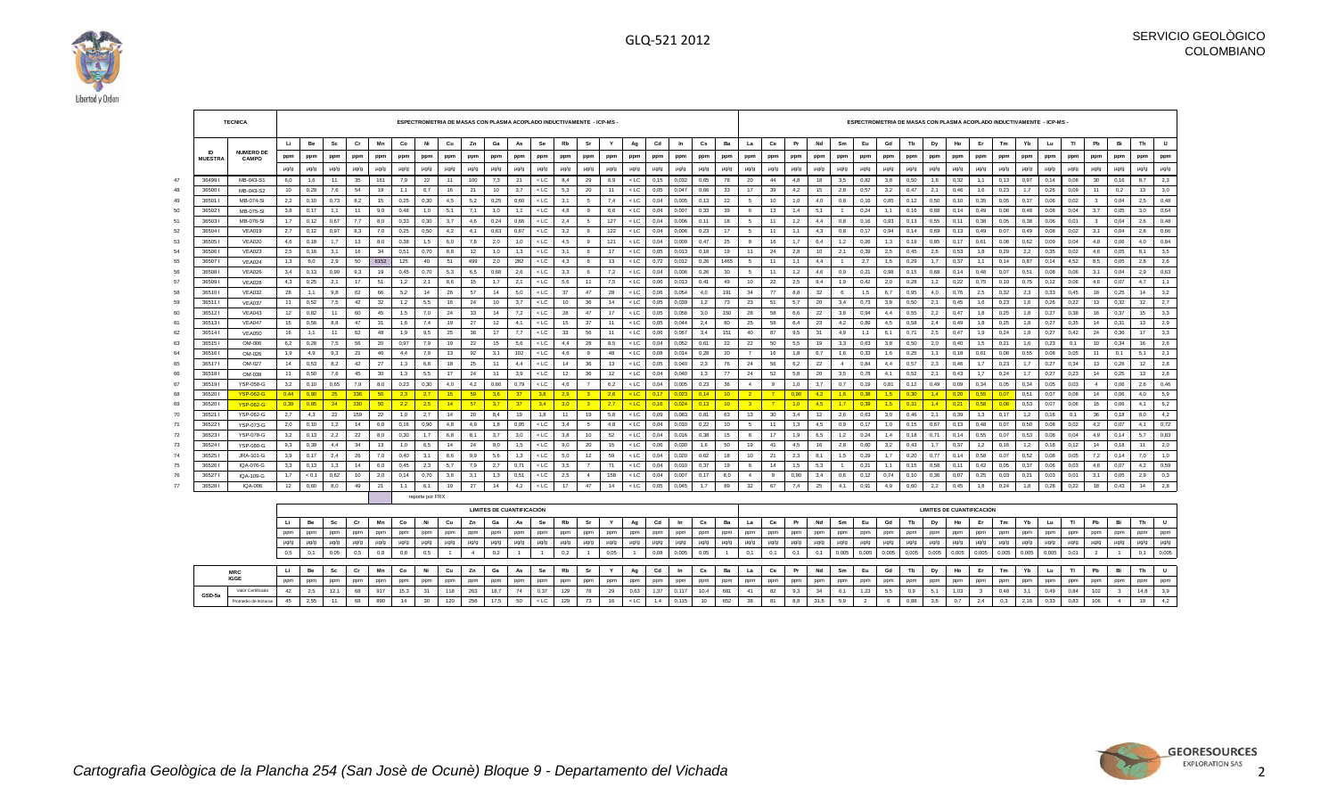| | TECNICA | ESPECTROMETRIA DE MASAS CON PLASMA ACOPLADO INDUCTIVAMENTE - ICP-MS - | | | | | | | | | | | | | | | | | | | | ESPECTROMETRIA DE MASAS CON PLASMA ACOPLADO INDUCTIVAMENTE - ICP-MS - | | | | | | | | | | | | | | | | | | | |
|---|---|---|---|---|---|---|---|---|---|---|---|---|---|---|---|---|---|---|---|---|---|---|---|---|---|---|---|---|---|---|---|---|---|---|---|---|---|---|---|---|---|
| | | Li | Be | Sc | Cr | Mn | Co | Ni | Cu | Zn | Ga | As | Se | Rb | Sr | Y | Ag | Cd | In | Cs | Ba | La | Ce | Pr | Nd | Sm | Eu | Gd | Tb | Dy | Ho | Er | Tm | Yb | Lu | Tl | Pb | Bi | Th | U |
| ID MUESTRA | NUMERO DE CAMPO | ppm | ppm | ppm | ppm | ppm | ppm | ppm | ppm | ppm | ppm | ppm | ppm | ppm | ppm | ppm | ppm | ppm | ppm | ppm | ppm | ppm | ppm | ppm | ppm | ppm | ppm | ppm | ppm | ppm | ppm | ppm | ppm | ppm | ppm | ppm | ppm | ppm | ppm | ppm |
| | | µg/g | µg/g | µg/g | µg/g | µg/g | µg/g | µg/g | µg/g | µg/g | µg/g | µg/g | µg/g | µg/g | µg/g | µg/g | µg/g | µg/g | µg/g | µg/g | µg/g | µg/g | µg/g | µg/g | µg/g | µg/g | µg/g | µg/g | µg/g | µg/g | µg/g | µg/g | µg/g | µg/g | µg/g | µg/g | µg/g | µg/g | µg/g | µg/g |
| 36499 I | MB-043-S1 | 6,0 | 1,6 | 11 | 35 | 161 | 7,9 | 22 | 11 | 100 | 7,3 | 21 | < LC | 8,4 | 29 | 6,9 | < LC | 0,15 | 0,032 | 0,65 | 78 | 20 | 44 | 4,8 | 18 | 3,5 | 0,82 | 3,8 | 0,50 | 1,8 | 0,32 | 1,1 | 0,13 | 0,97 | 0,14 | 0,08 | 30 | 0,16 | 8,7 | 2,3 |
| 36500 I | MB-043-S2 | 10 | 0,29 | 7,6 | 54 | 19 | 1,1 | 6,7 | 16 | 21 | 10 | 3,7 | < LC | 5,3 | 20 | 11 | < LC | 0,05 | 0,047 | 0,66 | 33 | 17 | 39 | 4,2 | 15 | 2,8 | 0,57 | 3,2 | 0,47 | 2,1 | 0,46 | 1,6 | 0,23 | 1,7 | 0,26 | 0,09 | 11 | 0,2 | 13 | 3,0 |
| 36501 I | MB-074-SI | 2,2 | 0,10 | 0,73 | 8,2 | 15 | 0,25 | 0,30 | 4,5 | 5,2 | 0,25 | 0,60 | < LC | 3,1 | 5 | 7,4 | < LC | 0,04 | 0,005 | 0,13 | 22 | 5 | 10 | 1,0 | 4,0 | 0,8 | 0,16 | 0,85 | 0,12 | 0,50 | 0,10 | 0,35 | 0,05 | 0,37 | 0,06 | 0,02 | 3 | 0,04 | 2,5 | 0,48 |
| 36502 I | MB-075-SI | 3,8 | 0,17 | 1,1 | 11 | 9,0 | 0,48 | 1,0 | 5,1 | 7,1 | 1,0 | 1,1 | < LC | 4,8 | 9 | 6,6 | < LC | 0,04 | 0,007 | 0,33 | 39 | 6 | 13 | 1,4 | 5,1 | 1 | 0,24 | 1,1 | 0,16 | 0,68 | 0,14 | 0,49 | 0,08 | 0,48 | 0,08 | 0,04 | 3,7 | 0,05 | 3,0 | 0,64 |
| 36503 I | MB-076-SI | 1,7 | 0,12 | 0,67 | 7,7 | 8,0 | 0,33 | 0,30 | 3,7 | 4,6 | 0,24 | 0,66 | < LC | 2,4 | 5 | 127 | < LC | 0,04 | 0,006 | 0,11 | 18 | 5 | 11 | 1,2 | 4,4 | 0,8 | 0,16 | 0,93 | 0,13 | 0,55 | 0,11 | 0,38 | 0,05 | 0,38 | 0,06 | 0,01 | 3 | 0,04 | 2,6 | 0,48 |
| 36504 I | VEA019 | 2,7 | 0,12 | 0,97 | 8,3 | 7,0 | 0,25 | 0,50 | 4,2 | 4,1 | 0,63 | 0,67 | < LC | 3,2 | 6 | 122 | < LC | 0,04 | 0,006 | 0,23 | 17 | 5 | 11 | 1,1 | 4,3 | 0,8 | 0,17 | 0,94 | 0,14 | 0,69 | 0,13 | 0,49 | 0,07 | 0,49 | 0,06 | 0,02 | 3,1 | 0,04 | 2,8 | 0,66 |
| 36505 I | VEA020 | 4,6 | 0,18 | 1,7 | 13 | 8,0 | 0,38 | 1,5 | 6,0 | 7,8 | 2,0 | 1,0 | < LC | 4,5 | 9 | 121 | < LC | 0,04 | 0,009 | 0,47 | 25 | 8 | 16 | 1,7 | 6,4 | 1,2 | 0,26 | 1,3 | 0,19 | 0,85 | 0,17 | 0,61 | 0,08 | 0,62 | 0,09 | 0,04 | 4,8 | 0,06 | 4,0 | 0,84 |
| 36506 I | VEA023 | 2,5 | 0,16 | 3,1 | 16 | 34 | 0,51 | 0,70 | 8,8 | 12 | 1,0 | 1,3 | < LC | 3,1 | 6 | 17 | < LC | 0,05 | 0,013 | 0,18 | 19 | 11 | 24 | 2,8 | 10 | 2,1 | 0,39 | 2,5 | 0,45 | 2,5 | 0,53 | 1,8 | 0,29 | 2,2 | 0,35 | 0,02 | 4,6 | 0,05 | 8,1 | 3,5 |
| 36507 I | VEA024 | 1,3 | 6,0 | 2,9 | 50 | 6152 | 125 | 40 | 51 | 499 | 2,0 | 282 | < LC | 4,3 | 6 | 13 | < LC | 0,72 | 0,012 | 0,26 | 1465 | 5 | 11 | 1,1 | 4,4 | 1 | 2,7 | 1,5 | 0,29 | 1,7 | 0,37 | 1,1 | 0,14 | 0,87 | 0,14 | 4,52 | 8,5 | 0,05 | 2,8 | 2,6 |
| 36508 I | VEA026 | 3,4 | 0,13 | 0,99 | 9,3 | 19 | 0,45 | 0,70 | 5,3 | 6,5 | 0,68 | 2,6 | < LC | 3,3 | 6 | 7,2 | < LC | 0,04 | 0,006 | 0,26 | 30 | 5 | 11 | 1,2 | 4,6 | 0,9 | 0,21 | 0,98 | 0,15 | 0,68 | 0,14 | 0,48 | 0,07 | 0,51 | 0,08 | 0,06 | 3,1 | 0,04 | 2,9 | 0,63 |
| 36509 I | VEA028 | 4,3 | 0,25 | 2,1 | 17 | 51 | 1,2 | 2,1 | 8,6 | 15 | 1,7 | 2,1 | < LC | 5,6 | 11 | 7,5 | < LC | 0,06 | 0,013 | 0,41 | 49 | 10 | 22 | 2,5 | 9,4 | 1,9 | 0,42 | 2,0 | 0,28 | 1,2 | 0,22 | 0,75 | 0,10 | 0,75 | 0,12 | 0,06 | 4,6 | 0,07 | 4,7 | 1,1 |
| 36510 I | VEA032 | 28 | 1,1 | 9,8 | 62 | 66 | 5,2 | 14 | 26 | 57 | 14 | 5,0 | < LC | 37 | 47 | 28 | < LC | 0,06 | 0,054 | 4,0 | 191 | 34 | 77 | 8,8 | 32 | 6 | 1,5 | 6,7 | 0,95 | 4,0 | 0,76 | 2,5 | 0,32 | 2,3 | 0,33 | 0,45 | 18 | 0,25 | 14 | 3,2 |
| 36511 I | VEA037 | 11 | 0,52 | 7,5 | 42 | 32 | 1,2 | 5,5 | 16 | 24 | 10 | 3,7 | < LC | 10 | 36 | 14 | < LC | 0,05 | 0,039 | 1,2 | 73 | 23 | 51 | 5,7 | 20 | 3,4 | 0,73 | 3,8 | 0,50 | 2,1 | 0,45 | 1,6 | 0,23 | 1,6 | 0,26 | 0,22 | 13 | 0,32 | 12 | 2,7 |
| 36512 I | VEA043 | 12 | 0,82 | 11 | 60 | 45 | 1,5 | 7,0 | 24 | 33 | 14 | 7,2 | < LC | 28 | 47 | 17 | < LC | 0,05 | 0,056 | 3,0 | 150 | 28 | 58 | 6,6 | 22 | 3,8 | 0,94 | 4,4 | 0,55 | 2,2 | 0,47 | 1,8 | 0,25 | 1,8 | 0,27 | 0,38 | 16 | 0,37 | 15 | 3,3 |
| 36513 I | VEA047 | 15 | 0,56 | 8,8 | 47 | 31 | 1,6 | 7,4 | 19 | 27 | 12 | 4,1 | < LC | 15 | 37 | 11 | < LC | 0,05 | 0,044 | 2,4 | 80 | 25 | 58 | 6,4 | 23 | 4,2 | 0,89 | 4,5 | 0,58 | 2,4 | 0,49 | 1,8 | 0,25 | 1,8 | 0,27 | 0,35 | 14 | 0,31 | 13 | 2,9 |
| 36514 I | VEA050 | 16 | 1,1 | 11 | 62 | 48 | 1,9 | 9,5 | 25 | 38 | 17 | 7,7 | < LC | 33 | 56 | 11 | < LC | 0,06 | 0,067 | 3,4 | 151 | 40 | 87 | 9,5 | 31 | 4,9 | 1,1 | 6,1 | 0,71 | 2,5 | 0,47 | 1,9 | 0,24 | 1,8 | 0,27 | 0,42 | 24 | 0,36 | 17 | 3,3 |
| 36515 I | OM-006 | 6,2 | 0,28 | 7,5 | 56 | 20 | 0,97 | 7,9 | 19 | 22 | 15 | 5,6 | < LC | 4,4 | 28 | 8,5 | < LC | 0,04 | 0,052 | 0,61 | 22 | 22 | 50 | 5,5 | 19 | 3,3 | 0,63 | 3,8 | 0,50 | 2,0 | 0,40 | 1,5 | 0,21 | 1,6 | 0,23 | 0,1 | 10 | 0,34 | 16 | 2,6 |
| 36516 I | OM-026 | 1,9 | 4,9 | 9,3 | 21 | 46 | 4,4 | 7,9 | 13 | 92 | 3,1 | 102 | < LC | 4,6 | 9 | 48 | < LC | 0,08 | 0,014 | 0,28 | 20 | 7 | 16 | 1,8 | 6,7 | 1,6 | 0,33 | 1,6 | 0,25 | 1,1 | 0,18 | 0,61 | 0,08 | 0,55 | 0,08 | 0,05 | 11 | 0,1 | 5,1 | 2,1 |
| 36517 I | OM-027 | 14 | 0,53 | 8,2 | 42 | 27 | 1,3 | 6,8 | 18 | 25 | 11 | 4,4 | < LC | 14 | 36 | 13 | < LC | 0,05 | 0,040 | 2,3 | 76 | 24 | 56 | 6,2 | 22 | 4 | 0,84 | 4,4 | 0,57 | 2,3 | 0,46 | 1,7 | 0,23 | 1,7 | 0,27 | 0,34 | 13 | 0,26 | 12 | 2,6 |
| 36518 I | OM-038 | 11 | 0,50 | 7,6 | 45 | 30 | 1,3 | 5,5 | 17 | 24 | 11 | 3,9 | < LC | 12 | 36 | 12 | < LC | 0,04 | 0,040 | 1,3 | 77 | 24 | 52 | 5,8 | 20 | 3,5 | 0,78 | 4,1 | 0,52 | 2,1 | 0,43 | 1,7 | 0,24 | 1,7 | 0,27 | 0,23 | 14 | 0,25 | 13 | 2,8 |
| 36519 I | YSP-058-G | 3,2 | 0,10 | 0,65 | 7,9 | 8,0 | 0,23 | 0,30 | 4,0 | 4,2 | 0,66 | 0,79 | < LC | 4,6 | 7 | 6,2 | < LC | 0,04 | 0,005 | 0,23 | 36 | 4 | 9 | 1,0 | 3,7 | 0,7 | 0,19 | 0,81 | 0,12 | 0,49 | 0,09 | 0,34 | 0,05 | 0,34 | 0,05 | 0,03 | 4 | 0,06 | 2,6 | 0,46 |
| 36520 I | YSP-062-G | 0,44 | 0,80 | 25 | 336 | 50 | 2,3 | 2,7 | 15 | 59 | 3,6 | 37 | 3,8 | 2,9 | 3 | 2,6 | < LC | 0,17 | 0,023 | 0,14 | 10 | 2 | 7 | 0,90 | 4,2 | 1,6 | 0,38 | 1,5 | 0,30 | 1,4 | 0,20 | 0,55 | 0,07 | 0,51 | 0,07 | 0,08 | 14 | 0,06 | 4,0 | 5,9 |
| 36520 I | YSP-062-G | 0,39 | 0,85 | 24 | 330 | 50 | 2,2 | 2,5 | 14 | 57 | 3,7 | 37 | 3,4 | 3,0 | 3 | 2,7 | < LC | 0,16 | 0,024 | 0,13 | 10 | 3 | 7 | 1,0 | 4,5 | 1,7 | 0,39 | 1,5 | 0,31 | 1,4 | 0,21 | 0,58 | 0,08 | 0,53 | 0,07 | 0,06 | 15 | 0,06 | 4,1 | 6,2 |
| 36521 I | YSP-062-G | 2,7 | 4,3 | 22 | 159 | 22 | 1,0 | 2,7 | 14 | 20 | 8,4 | 19 | 1,8 | 11 | 19 | 5,8 | < LC | 0,09 | 0,083 | 0,81 | 63 | 13 | 30 | 3,4 | 12 | 2,6 | 0,63 | 3,0 | 0,46 | 2,1 | 0,39 | 1,3 | 0,17 | 1,2 | 0,16 | 0,1 | 36 | 0,18 | 8,0 | 4,2 |
| 36522 I | YSP-073-G | 2,0 | 0,10 | 1,2 | 14 | 6,0 | 0,16 | 0,90 | 4,8 | 4,9 | 1,8 | 0,95 | < LC | 3,4 | 5 | 4,8 | < LC | 0,04 | 0,010 | 0,22 | 10 | 5 | 11 | 1,3 | 4,5 | 0,9 | 0,17 | 1,0 | 0,15 | 0,67 | 0,13 | 0,48 | 0,07 | 0,50 | 0,08 | 0,02 | 4,2 | 0,07 | 4,1 | 0,72 |
| 36523 I | YSP-078-G | 3,2 | 0,13 | 2,2 | 22 | 8,0 | 0,50 | 1,7 | 6,8 | 8,1 | 3,7 | 3,0 | < LC | 3,8 | 10 | 52 | < LC | 0,04 | 0,016 | 0,38 | 15 | 8 | 17 | 1,9 | 6,5 | 1,2 | 0,24 | 1,4 | 0,18 | 0,71 | 0,14 | 0,55 | 0,07 | 0,53 | 0,08 | 0,04 | 4,9 | 0,14 | 5,7 | 0,83 |
| 36524 I | YSP-080-G | 9,3 | 0,39 | 4,4 | 34 | 13 | 1,0 | 6,5 | 14 | 24 | 9,0 | 1,5 | < LC | 9,0 | 20 | 15 | < LC | 0,06 | 0,030 | 1,6 | 50 | 19 | 41 | 4,5 | 16 | 2,8 | 0,60 | 3,2 | 0,43 | 1,7 | 0,37 | 1,2 | 0,16 | 1,2 | 0,18 | 0,12 | 14 | 0,18 | 11 | 2,0 |
| 36525 I | JRA-101-G | 3,9 | 0,17 | 2,4 | 26 | 7,0 | 0,40 | 3,1 | 8,6 | 9,9 | 5,6 | 1,3 | < LC | 5,0 | 12 | 59 | < LC | 0,04 | 0,020 | 0,62 | 18 | 10 | 21 | 2,3 | 8,1 | 1,5 | 0,29 | 1,7 | 0,20 | 0,77 | 0,14 | 0,58 | 0,07 | 0,52 | 0,08 | 0,05 | 7,2 | 0,14 | 7,0 | 1,0 |
| 36526 I | IQA-076-G | 3,3 | 0,13 | 1,3 | 14 | 6,0 | 0,45 | 2,3 | 5,7 | 7,9 | 2,7 | 0,71 | < LC | 3,5 | 7 | 71 | < LC | 0,04 | 0,010 | 0,37 | 19 | 6 | 14 | 1,5 | 5,3 | 1 | 0,21 | 1,1 | 0,15 | 0,58 | 0,11 | 0,42 | 0,05 | 0,37 | 0,06 | 0,03 | 4,6 | 0,07 | 4,2 | 0,59 |
| 36527 I | IQA-109-G | 1,7 | < 0,1 | 0,62 | 10 | 2,0 | 0,14 | 0,70 | 3,6 | 3,1 | 1,3 | 0,51 | < LC | 2,5 | 4 | 158 | < LC | 0,04 | 0,007 | 0,17 | 8,0 | 4 | 9 | 0,90 | 3,4 | 0,6 | 0,12 | 0,74 | 0,10 | 0,36 | 0,07 | 0,25 | 0,03 | 0,21 | 0,03 | 0,01 | 3,1 | 0,05 | 2,9 | 0,3 |
| 36528 I | IQA-006 | 12 | 0,60 | 8,0 | 49 | 21 | 1,1 | 6,1 | 19 | 27 | 14 | 4,2 | < LC | 17 | 47 | 14 | < LC | 0,05 | 0,045 | 1,7 | 89 | 32 | 67 | 7,4 | 25 | 4,1 | 0,91 | 4,9 | 0,60 | 2,2 | 0,45 | 1,8 | 0,24 | 1,8 | 0,28 | 0,22 | 18 | 0,43 | 14 | 2,8 |

reporte por FRX

| LIMITES DE CUANTIFICACIÓN | Li | Be | Sc | Cr | Mn | Co | Ni | Cu | Zn | Ga | As | Se | Rb | Sr | Y | Ag | Cd | In | Cs | Ba | La | Ce | Pr | Nd | Sm | Eu | Gd | Tb | Dy | Ho | Er | Tm | Yb | Lu | Tl | Pb | Bi | Th | U |
|---|---|---|---|---|---|---|---|---|---|---|---|---|---|---|---|---|---|---|---|---|---|---|---|---|---|---|---|---|---|---|---|---|---|---|---|---|---|---|---|
| | ppm | ppm | ppm | ppm | ppm | ppm | ppm | ppm | ppm | ppm | ppm | ppm | ppm | ppm | ppm | ppm | ppm | ppm | ppm | ppm | ppm | ppm | ppm | ppm | ppm | ppm | ppm | ppm | ppm | ppm | ppm | ppm | ppm | ppm | ppm | ppm | ppm | ppm | ppm |
| | µg/g | µg/g | µg/g | µg/g | µg/g | µg/g | µg/g | µg/g | µg/g | µg/g | µg/g | µg/g | µg/g | µg/g | µg/g | µg/g | µg/g | µg/g | µg/g | µg/g | µg/g | µg/g | µg/g | µg/g | µg/g | µg/g | µg/g | µg/g | µg/g | µg/g | µg/g | µg/g | µg/g | µg/g | µg/g | µg/g | µg/g | µg/g | µg/g |
| | 0,5 | 0,1 | 0,05 | 0,5 | 0,8 | 0,8 | 0,5 | 1 | 4 | 0,2 | 1 | 1 | 0,2 | 1 | 0,05 | 1 | 0,08 | 0,005 | 0,05 | 1 | 0,1 | 0,1 | 0,1 | 0,1 | 0,005 | 0,005 | 0,005 | 0,005 | 0,005 | 0,005 | 0,005 | 0,005 | 0,005 | 0,005 | 0,01 | 2 | 1 | 0,1 | 0,005 |

| MRC IGGE | | Li | Be | Sc | Cr | Mn | Co | Ni | Cu | Zn | Ga | As | Se | Rb | Sr | Y | Ag | Cd | In | Cs | Ba | La | Ce | Pr | Nd | Sm | Eu | Gd | Tb | Dy | Ho | Er | Tm | Yb | Lu | Tl | Pb | Bi | Th | U |
|---|---|---|---|---|---|---|---|---|---|---|---|---|---|---|---|---|---|---|---|---|---|---|---|---|---|---|---|---|---|---|---|---|---|---|---|---|---|---|---|---|
| | | ppm | ppm | ppm | ppm | ppm | ppm | ppm | ppm | ppm | ppm | ppm | ppm | ppm | ppm | ppm | ppm | ppm | ppm | ppm | ppm | ppm | ppm | ppm | ppm | ppm | ppm | ppm | ppm | ppm | ppm | ppm | ppm | ppm | ppm | ppm | ppm | ppm | ppm | ppm |
| GSD-5a | Valor Certificado | 42 | 2,5 | 12,1 | 68 | 917 | 15,3 | 31 | 118 | 263 | 18,7 | 74 | 0,37 | 129 | 78 | 29 | 0,63 | 1,37 | 0,117 | 10,4 | 681 | 41 | 82 | 9,3 | 34 | 6,1 | 1,23 | 5,5 | 0,9 | 5,1 | 1,03 | 3 | 0,48 | 3,1 | 0,49 | 0,84 | 102 | 3 | 14,8 | 3,9 |
| | Promedio de lecturas | 45 | 2,55 | 11 | 68 | 890 | 14 | 30 | 120 | 256 | 17,5 | 50 | < LC | 129 | 73 | 16 | < LC | 1,4 | 0,115 | 10 | 682 | 38 | 81 | 8,8 | 31,5 | 5,9 | 2 | 6 | 0,88 | 3,5 | 0,7 | 2,4 | 0,3 | 2,16 | 0,33 | 0,83 | 106 | 4 | 19 | 4,2 |

*Cartografía Geològica de la Plancha 254 (San Josè de Ocunè) Bloque 9 - Departamento del Vichada*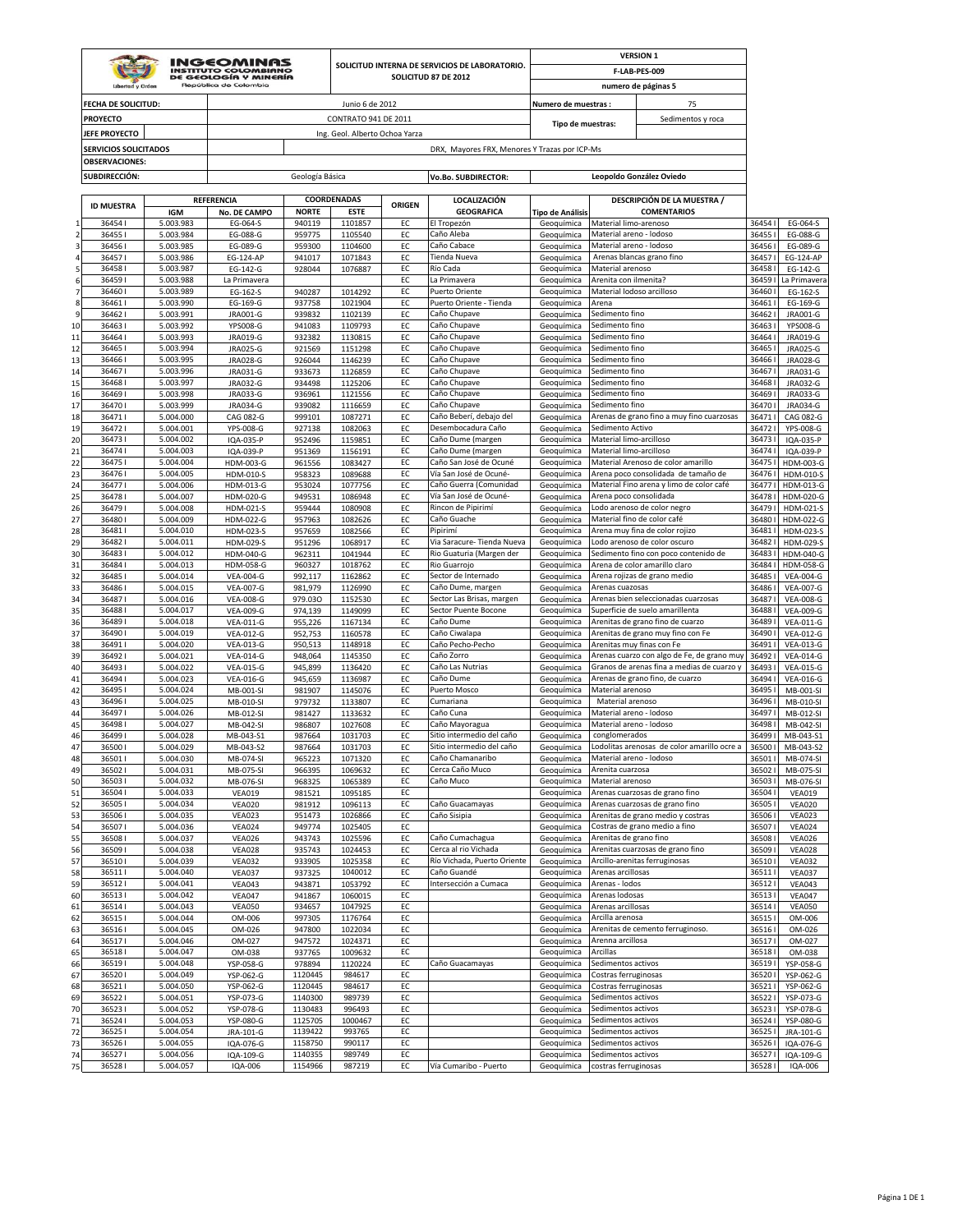**INGEOMINAS**
**INSTITUTO COLOMBIANO DE GEOLOGÍA Y MINERÍA**
República de Colombia

Libertad y Orden

**SOLICITUD INTERNA DE SERVICIOS DE LABORATORIO. SOLICITUD 87 DE 2012**

| | |
|---|---|
| **VERSION 1** | |
| **F-LAB-PES-009** | |
| **numero de páginas 5** | |

| | | | |
|---|---|---|---|
| **FECHA DE SOLICITUD:** | Junio 6 de 2012 | **Numero de muestras :** | 75 |
| **PROYECTO** | CONTRATO 941 DE 2011 | **Tipo de muestras:** | Sedimentos y roca |
| **JEFE PROYECTO** | Ing. Geol. Alberto Ochoa Yarza | | |
| **SERVICIOS SOLICITADOS** | DRX, Mayores FRX, Menores Y Trazas por ICP-Ms | | |
| **OBSERVACIONES:** | | | |
| **SUBDIRECCIÓN:** | Geología Básica | **Vo.Bo. SUBDIRECTOR:** | Leopoldo González Oviedo |

| | ID MUESTRA | REFERENCIA | | COORDENADAS | | ORIGEN | LOCALIZACIÓN GEOGRAFICA | Tipo de Análisis | DESCRIPCIÓN DE LA MUESTRA / COMENTARIOS | | |
|---|---|---|---|---|---|---|---|---|---|---|---|
| | | IGM | No. DE CAMPO | NORTE | ESTE | | | | | | |
| 1 | 36454 I | 5.003.983 | EG-064-S | 940119 | 1101857 | EC | El Tropezón | Geoquímica | Material limo-arenoso | 36454 I | EG-064-S |
| 2 | 36455 I | 5.003.984 | EG-088-G | 959775 | 1105540 | EC | Caño Aleba | Geoquímica | Material areno - lodoso | 36455 I | EG-088-G |
| 3 | 36456 I | 5.003.985 | EG-089-G | 959300 | 1104600 | EC | Caño Cabace | Geoquímica | Material areno - lodoso | 36456 I | EG-089-G |
| 4 | 36457 I | 5.003.986 | EG-124-AP | 941017 | 1071843 | EC | Tienda Nueva | Geoquímica | Arenas blancas grano fino | 36457 I | EG-124-AP |
| 5 | 36458 I | 5.003.987 | EG-142-G | 928044 | 1076887 | EC | Río Cada | Geoquímica | Material arenoso | 36458 I | EG-142-G |
| 6 | 36459 I | 5.003.988 | La Primavera | | | EC | La Primavera | Geoquímica | Arenita con ilmenita? | 36459 I | La Primavera |
| 7 | 36460 I | 5.003.989 | EG-162-S | 940287 | 1014292 | EC | Puerto Oriente | Geoquímica | Material lodoso arcilloso | 36460 I | EG-162-S |
| 8 | 36461 I | 5.003.990 | EG-169-G | 937758 | 1021904 | EC | Puerto Oriente - Tienda | Geoquímica | Arena | 36461 I | EG-169-G |
| 9 | 36462 I | 5.003.991 | JRA001-G | 939832 | 1102139 | EC | Caño Chupave | Geoquímica | Sedimento fino | 36462 I | JRA001-G |
| 10 | 36463 I | 5.003.992 | YPS008-G | 941083 | 1109793 | EC | Caño Chupave | Geoquímica | Sedimento fino | 36463 I | YPS008-G |
| 11 | 36464 I | 5.003.993 | JRA019-G | 932382 | 1130815 | EC | Caño Chupave | Geoquímica | Sedimento fino | 36464 I | JRA019-G |
| 12 | 36465 I | 5.003.994 | JRA025-G | 921569 | 1151298 | EC | Caño Chupave | Geoquímica | Sedimento fino | 36465 I | JRA025-G |
| 13 | 36466 I | 5.003.995 | JRA028-G | 926044 | 1146239 | EC | Caño Chupave | Geoquímica | Sedimento fino | 36466 I | JRA028-G |
| 14 | 36467 I | 5.003.996 | JRA031-G | 933673 | 1126859 | EC | Caño Chupave | Geoquímica | Sedimento fino | 36467 I | JRA031-G |
| 15 | 36468 I | 5.003.997 | JRA032-G | 934498 | 1125206 | EC | Caño Chupave | Geoquímica | Sedimento fino | 36468 I | JRA032-G |
| 16 | 36469 I | 5.003.998 | JRA033-G | 936961 | 1121556 | EC | Caño Chupave | Geoquímica | Sedimento fino | 36469 I | JRA033-G |
| 17 | 36470 I | 5.003.999 | JRA034-G | 939082 | 1116659 | EC | Caño Chupave | Geoquímica | Sedimento fino | 36470 I | JRA034-G |
| 18 | 36471 I | 5.004.000 | CAG 082-G | 999101 | 1087271 | EC | Caño Beberí, debajo del | Geoquímica | Arenas de grano fino a muy fino cuarzosas | 36471 I | CAG 082-G |
| 19 | 36472 I | 5.004.001 | YPS-008-G | 927138 | 1082063 | EC | Desembocadura Caño | Geoquímica | Sedimento Activo | 36472 I | YPS-008-G |
| 20 | 36473 I | 5.004.002 | IQA-035-P | 952496 | 1159851 | EC | Caño Dume (margen | Geoquímica | Material limo-arcilloso | 36473 I | IQA-035-P |
| 21 | 36474 I | 5.004.003 | IQA-039-P | 951369 | 1156191 | EC | Caño Dume (margen | Geoquímica | Material limo-arcilloso | 36474 I | IQA-039-P |
| 22 | 36475 I | 5.004.004 | HDM-003-G | 961556 | 1083427 | EC | Caño San José de Ocuné | Geoquímica | Material Arenoso de color amarillo | 36475 I | HDM-003-G |
| 23 | 36476 I | 5.004.005 | HDM-010-S | 958323 | 1089688 | EC | Vía San José de Ocuné- | Geoquímica | Arena poco consolidada de tamaño de | 36476 I | HDM-010-S |
| 24 | 36477 I | 5.004.006 | HDM-013-G | 953024 | 1077756 | EC | Caño Guerra (Comunidad | Geoquímica | Material Fino arena y limo de color café | 36477 I | HDM-013-G |
| 25 | 36478 I | 5.004.007 | HDM-020-G | 949531 | 1086948 | EC | Vía San José de Ocuné- | Geoquímica | Arena poco consolidada | 36478 I | HDM-020-G |
| 26 | 36479 I | 5.004.008 | HDM-021-S | 959444 | 1080908 | EC | Rincon de Pipirimí | Geoquímica | Lodo arenoso de color negro | 36479 I | HDM-021-S |
| 27 | 36480 I | 5.004.009 | HDM-022-G | 957963 | 1082626 | EC | Caño Guache | Geoquímica | Material fino de color café | 36480 I | HDM-022-G |
| 28 | 36481 I | 5.004.010 | HDM-023-S | 957659 | 1082566 | EC | Pipirimí | Geoquímica | Arena muy fina de color rojizo | 36481 I | HDM-023-S |
| 29 | 36482 I | 5.004.011 | HDM-029-S | 951296 | 1068917 | EC | Vía Saracure- Tienda Nueva | Geoquímica | Lodo arenoso de color oscuro | 36482 I | HDM-029-S |
| 30 | 36483 I | 5.004.012 | HDM-040-G | 962311 | 1041944 | EC | Rio Guaturia (Margen der | Geoquímica | Sedimento fino con poco contenido de | 36483 I | HDM-040-G |
| 31 | 36484 I | 5.004.013 | HDM-058-G | 960327 | 1018762 | EC | Rio Guarrojo | Geoquímica | Arena de color amarillo claro | 36484 I | HDM-058-G |
| 32 | 36485 I | 5.004.014 | VEA-004-G | 992,117 | 1162862 | EC | Sector de Internado | Geoquímica | Arena rojizas de grano medio | 36485 I | VEA-004-G |
| 33 | 36486 I | 5.004.015 | VEA-007-G | 981,979 | 1126990 | EC | Caño Dume, margen | Geoquímica | Arenas cuazosas | 36486 I | VEA-007-G |
| 34 | 36487 I | 5.004.016 | VEA-008-G | 979.03O | 1152530 | EC | Sector Las Brisas, margen | Geoquímica | Arenas bien seleccionadas cuarzosas | 36487 I | VEA-008-G |
| 35 | 36488 I | 5.004.017 | VEA-009-G | 974,139 | 1149099 | EC | Sector Puente Bocone | Geoquímica | Superficie de suelo amarillenta | 36488 I | VEA-009-G |
| 36 | 36489 I | 5.004.018 | VEA-011-G | 955,226 | 1167134 | EC | Caño Dume | Geoquímica | Arenitas de grano fino de cuarzo | 36489 I | VEA-011-G |
| 37 | 36490 I | 5.004.019 | VEA-012-G | 952,753 | 1160578 | EC | Caño Ciwalapa | Geoquímica | Arenitas de grano muy fino con Fe | 36490 I | VEA-012-G |
| 38 | 36491 I | 5.004.020 | VEA-013-G | 950,513 | 1148918 | EC | Caño Pecho-Pecho | Geoquímica | Arenitas muy finas con Fe | 36491 I | VEA-013-G |
| 39 | 36492 I | 5.004.021 | VEA-014-G | 948,064 | 1145350 | EC | Caño Zorro | Geoquímica | Arenas cuarzo con algo de Fe, de grano muy | 36492 I | VEA-014-G |
| 40 | 36493 I | 5.004.022 | VEA-015-G | 945,899 | 1136420 | EC | Caño Las Nutrias | Geoquímica | Granos de arenas fina a medias de cuarzo y | 36493 I | VEA-015-G |
| 41 | 36494 I | 5.004.023 | VEA-016-G | 945,659 | 1136987 | EC | Caño Dume | Geoquímica | Arenas de grano fino, de cuarzo | 36494 I | VEA-016-G |
| 42 | 36495 I | 5.004.024 | MB-001-SI | 981907 | 1145076 | EC | Puerto Mosco | Geoquímica | Material arenoso | 36495 I | MB-001-SI |
| 43 | 36496 I | 5.004.025 | MB-010-SI | 979732 | 1133807 | EC | Cumariana | Geoquímica | Material arenoso | 36496 I | MB-010-SI |
| 44 | 36497 I | 5.004.026 | MB-012-SI | 981427 | 1133632 | EC | Caño Cuna | Geoquímica | Material areno - lodoso | 36497 I | MB-012-SI |
| 45 | 36498 I | 5.004.027 | MB-042-SI | 986807 | 1027608 | EC | Caño Mayoragua | Geoquímica | Material areno - lodoso | 36498 I | MB-042-SI |
| 46 | 36499 I | 5.004.028 | MB-043-S1 | 987664 | 1031703 | EC | Sitio intermedio del caño | Geoquímica | conglomerados | 36499 I | MB-043-S1 |
| 47 | 36500 I | 5.004.029 | MB-043-S2 | 987664 | 1031703 | EC | Sitio intermedio del caño | Geoquímica | Lodolitas arenosas de color amarillo ocre a | 36500 I | MB-043-S2 |
| 48 | 36501 I | 5.004.030 | MB-074-SI | 965223 | 1071320 | EC | Caño Chamanaribo | Geoquímica | Material areno - lodoso | 36501 I | MB-074-SI |
| 49 | 36502 I | 5.004.031 | MB-075-SI | 966395 | 1069632 | EC | Cerca Caño Muco | Geoquímica | Arenita cuarzosa | 36502 I | MB-075-SI |
| 50 | 36503 I | 5.004.032 | MB-076-SI | 968325 | 1065389 | EC | Caño Muco | Geoquímica | Material arenoso | 36503 I | MB-076-SI |
| 51 | 36504 I | 5.004.033 | VEA019 | 981521 | 1095185 | EC | | Geoquímica | Arenas cuarzosas de grano fino | 36504 I | VEA019 |
| 52 | 36505 I | 5.004.034 | VEA020 | 981912 | 1096113 | EC | Caño Guacamayas | Geoquímica | Arenas cuarzosas de grano fino | 36505 I | VEA020 |
| 53 | 36506 I | 5.004.035 | VEA023 | 951473 | 1026866 | EC | Caño Sisipia | Geoquímica | Arenitas de grano medio y costras | 36506 I | VEA023 |
| 54 | 36507 I | 5.004.036 | VEA024 | 949774 | 1025405 | EC | | Geoquímica | Costras de grano medio a fino | 36507 I | VEA024 |
| 55 | 36508 I | 5.004.037 | VEA026 | 943743 | 1025596 | EC | Caño Cumachagua | Geoquímica | Arenitas de grano fino | 36508 I | VEA026 |
| 56 | 36509 I | 5.004.038 | VEA028 | 935743 | 1024453 | EC | Cerca al rio Vichada | Geoquímica | Arenitas cuarzosas de grano fino | 36509 I | VEA028 |
| 57 | 36510 I | 5.004.039 | VEA032 | 933905 | 1025358 | EC | Río Vichada, Puerto Oriente | Geoquímica | Arcillo-arenitas ferruginosas | 36510 I | VEA032 |
| 58 | 36511 I | 5.004.040 | VEA037 | 937325 | 1040012 | EC | Caño Guandé | Geoquímica | Arenas arcillosas | 36511 I | VEA037 |
| 59 | 36512 I | 5.004.041 | VEA043 | 943871 | 1053792 | EC | Intersección a Cumaca | Geoquímica | Arenas - lodos | 36512 I | VEA043 |
| 60 | 36513 I | 5.004.042 | VEA047 | 941867 | 1060015 | EC | | Geoquímica | Arenas lodosas | 36513 I | VEA047 |
| 61 | 36514 I | 5.004.043 | VEA050 | 934657 | 1047925 | EC | | Geoquímica | Arenas arcillosas | 36514 I | VEA050 |
| 62 | 36515 I | 5.004.044 | OM-006 | 997305 | 1176764 | EC | | Geoquímica | Arcilla arenosa | 36515 I | OM-006 |
| 63 | 36516 I | 5.004.045 | OM-026 | 947800 | 1022034 | EC | | Geoquímica | Arenitas de cemento ferruginoso. | 36516 I | OM-026 |
| 64 | 36517 I | 5.004.046 | OM-027 | 947572 | 1024371 | EC | | Geoquímica | Arenna arcillosa | 36517 I | OM-027 |
| 65 | 36518 I | 5.004.047 | OM-038 | 937765 | 1009632 | EC | | Geoquímica | Arcillas | 36518 I | OM-038 |
| 66 | 36519 I | 5.004.048 | YSP-058-G | 978894 | 1120224 | EC | Caño Guacamayas | Geoquímica | Sedimentos activos | 36519 I | YSP-058-G |
| 67 | 36520 I | 5.004.049 | YSP-062-G | 1120445 | 984617 | EC | | Geoquímica | Costras ferruginosas | 36520 I | YSP-062-G |
| 68 | 36521 I | 5.004.050 | YSP-062-G | 1120445 | 984617 | EC | | Geoquímica | Costras ferruginosas | 36521 I | YSP-062-G |
| 69 | 36522 I | 5.004.051 | YSP-073-G | 1140300 | 989739 | EC | | Geoquímica | Sedimentos activos | 36522 I | YSP-073-G |
| 70 | 36523 I | 5.004.052 | YSP-078-G | 1130483 | 996493 | EC | | Geoquímica | Sedimentos activos | 36523 I | YSP-078-G |
| 71 | 36524 I | 5.004.053 | YSP-080-G | 1125705 | 1000467 | EC | | Geoquímica | Sedimentos activos | 36524 I | YSP-080-G |
| 72 | 36525 I | 5.004.054 | JRA-101-G | 1139422 | 993765 | EC | | Geoquímica | Sedimentos activos | 36525 I | JRA-101-G |
| 73 | 36526 I | 5.004.055 | IQA-076-G | 1158750 | 990117 | EC | | Geoquímica | Sedimentos activos | 36526 I | IQA-076-G |
| 74 | 36527 I | 5.004.056 | IQA-109-G | 1140355 | 989749 | EC | | Geoquímica | Sedimentos activos | 36527 I | IQA-109-G |
| 75 | 36528 I | 5.004.057 | IQA-006 | 1154966 | 987219 | EC | Vía Cumaribo - Puerto | Geoquímica | costras ferruginosas | 36528 I | IQA-006 |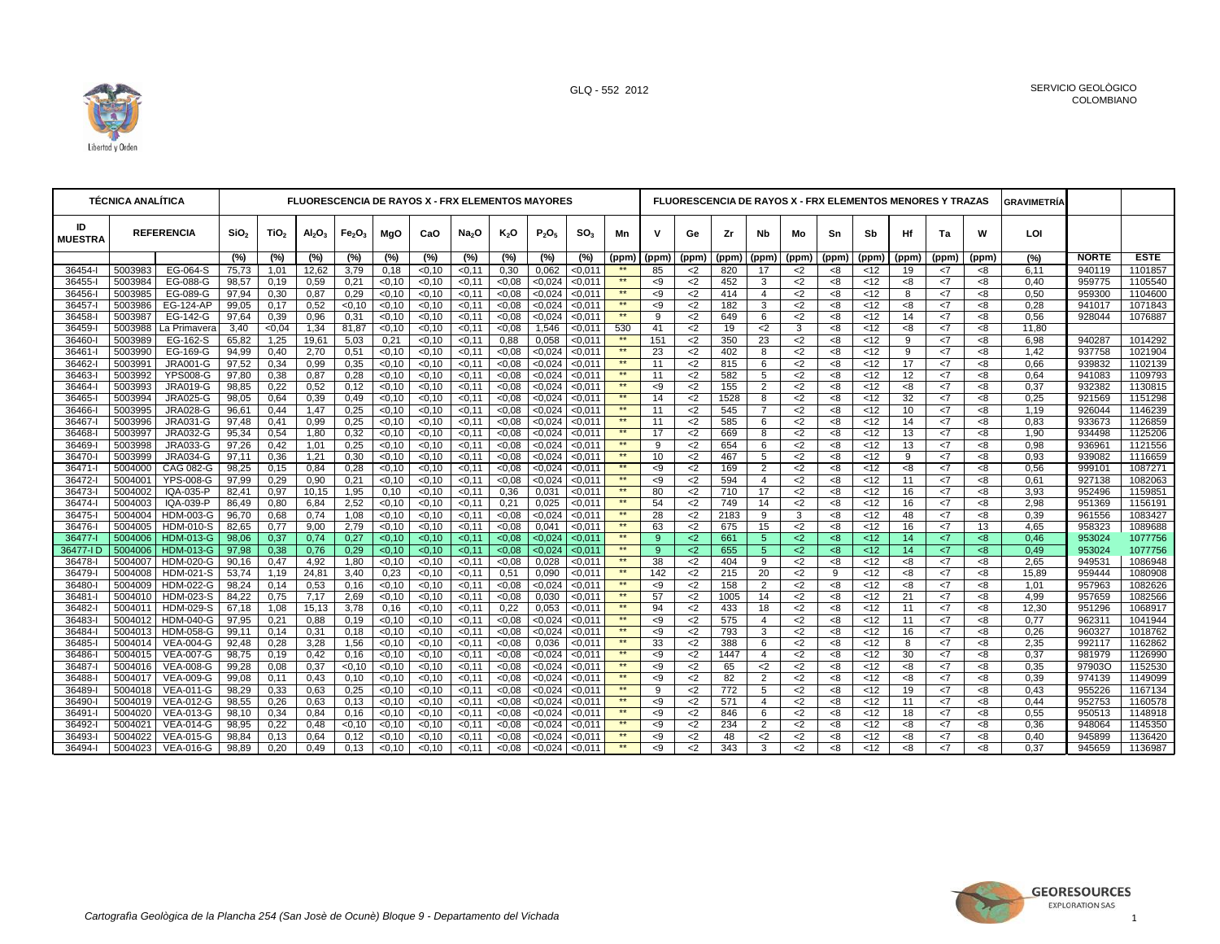| TÉCNICA ANALÍTICA | | | FLUORESCENCIA DE RAYOS X - FRX ELEMENTOS MAYORES | | | | | | | | | | | FLUORESCENCIA DE RAYOS X - FRX ELEMENTOS MENORES Y TRAZAS | | | | | | | | | | | GRAVIMETRÍA | | |
|---|---|---|---|---|---|---|---|---|---|---|---|---|---|---|---|---|---|---|---|---|---|---|---|---|---|---|
| ID MUESTRA | REFERENCIA | | $SiO_2$ | $TiO_2$ | $Al_2O_3$ | $Fe_2O_3$ | MgO | CaO | $Na_2O$ | $K_2O$ | $P_2O_5$ | $SO_3$ | Mn | V | Ge | Zr | Nb | Mo | Sn | Sb | Hf | Ta | W | LOI | | |
| | | | (%) | (%) | (%) | (%) | (%) | (%) | (%) | (%) | (%) | (%) | (ppm) | (ppm) | (ppm) | (ppm) | (ppm) | (ppm) | (ppm) | (ppm) | (ppm) | (ppm) | (ppm) | (%) | NORTE | ESTE |
| 36454-I | 5003983 | EG-064-S | 75,73 | 1,01 | 12,62 | 3,79 | 0,18 | <0,10 | <0,11 | 0,30 | 0,062 | <0,011 | ** | 85 | <2 | 820 | 17 | <2 | <8 | <12 | 19 | <7 | <8 | 6,11 | 940119 | 1101857 |
| 36455-I | 5003984 | EG-088-G | 98,57 | 0,19 | 0,59 | 0,21 | <0,10 | <0,10 | <0,11 | <0,08 | <0,024 | <0,011 | ** | <9 | <2 | 452 | 3 | <2 | <8 | <12 | <8 | <7 | <8 | 0,40 | 959775 | 1105540 |
| 36456-I | 5003985 | EG-089-G | 97,94 | 0,30 | 0,87 | 0,29 | <0,10 | <0,10 | <0,11 | <0,08 | <0,024 | <0,011 | ** | <9 | <2 | 414 | 4 | <2 | <8 | <12 | 8 | <7 | <8 | 0,50 | 959300 | 1104600 |
| 36457-I | 5003986 | EG-124-AP | 99,05 | 0,17 | 0,52 | <0,10 | <0,10 | <0,10 | <0,11 | <0,08 | <0,024 | <0,011 | ** | <9 | <2 | 182 | 3 | <2 | <8 | <12 | <8 | <7 | <8 | 0,28 | 941017 | 1071843 |
| 36458-I | 5003987 | EG-142-G | 97,64 | 0,39 | 0,96 | 0,31 | <0,10 | <0,10 | <0,11 | <0,08 | <0,024 | <0,011 | ** | 9 | <2 | 649 | 6 | <2 | <8 | <12 | 14 | <7 | <8 | 0,56 | 928044 | 1076887 |
| 36459-I | 5003988 | La Primavera | 3,40 | <0,04 | 1,34 | 81,87 | <0,10 | <0,10 | <0,11 | <0,08 | 1,546 | <0,011 | 530 | 41 | <2 | 19 | <2 | 3 | <8 | <12 | <8 | <7 | <8 | 11,80 | | |
| 36460-I | 5003989 | EG-162-S | 65,82 | 1,25 | 19,61 | 5,03 | 0,21 | <0,10 | <0,11 | 0,88 | 0,058 | <0,011 | ** | 151 | <2 | 350 | 23 | <2 | <8 | <12 | 9 | <7 | <8 | 6,98 | 940287 | 1014292 |
| 36461-I | 5003990 | EG-169-G | 94,99 | 0,40 | 2,70 | 0,51 | <0,10 | <0,10 | <0,11 | <0,08 | <0,024 | <0,011 | ** | 23 | <2 | 402 | 8 | <2 | <8 | <12 | 9 | <7 | <8 | 1,42 | 937758 | 1021904 |
| 36462-I | 5003991 | JRA001-G | 97,52 | 0,34 | 0,99 | 0,35 | <0,10 | <0,10 | <0,11 | <0,08 | <0,024 | <0,011 | ** | 11 | <2 | 815 | 6 | <2 | <8 | <12 | 17 | <7 | <8 | 0,66 | 939832 | 1102139 |
| 36463-I | 5003992 | YPS008-G | 97,80 | 0,38 | 0,87 | 0,28 | <0,10 | <0,10 | <0,11 | <0,08 | <0,024 | <0,011 | ** | 11 | <2 | 582 | 5 | <2 | <8 | <12 | 12 | <7 | <8 | 0,64 | 941083 | 1109793 |
| 36464-I | 5003993 | JRA019-G | 98,85 | 0,22 | 0,52 | 0,12 | <0,10 | <0,10 | <0,11 | <0,08 | <0,024 | <0,011 | ** | <9 | <2 | 155 | 2 | <2 | <8 | <12 | <8 | <7 | <8 | 0,37 | 932382 | 1130815 |
| 36465-I | 5003994 | JRA025-G | 98,05 | 0,64 | 0,39 | 0,49 | <0,10 | <0,10 | <0,11 | <0,08 | <0,024 | <0,011 | ** | 14 | <2 | 1528 | 8 | <2 | <8 | <12 | 32 | <7 | <8 | 0,25 | 921569 | 1151298 |
| 36466-I | 5003995 | JRA028-G | 96,61 | 0,44 | 1,47 | 0,25 | <0,10 | <0,10 | <0,11 | <0,08 | <0,024 | <0,011 | ** | 11 | <2 | 545 | 7 | <2 | <8 | <12 | 10 | <7 | <8 | 1,19 | 926044 | 1146239 |
| 36467-I | 5003996 | JRA031-G | 97,48 | 0,41 | 0,99 | 0,25 | <0,10 | <0,10 | <0,11 | <0,08 | <0,024 | <0,011 | ** | 11 | <2 | 585 | 6 | <2 | <8 | <12 | 14 | <7 | <8 | 0,83 | 933673 | 1126859 |
| 36468-I | 5003997 | JRA032-G | 95,34 | 0,54 | 1,80 | 0,32 | <0,10 | <0,10 | <0,11 | <0,08 | <0,024 | <0,011 | ** | 17 | <2 | 669 | 8 | <2 | <8 | <12 | 13 | <7 | <8 | 1,90 | 934498 | 1125206 |
| 36469-I | 5003998 | JRA033-G | 97,26 | 0,42 | 1,01 | 0,25 | <0,10 | <0,10 | <0,11 | <0,08 | <0,024 | <0,011 | ** | 9 | <2 | 654 | 6 | <2 | <8 | <12 | 13 | <7 | <8 | 0,98 | 936961 | 1121556 |
| 36470-I | 5003999 | JRA034-G | 97,11 | 0,36 | 1,21 | 0,30 | <0,10 | <0,10 | <0,11 | <0,08 | <0,024 | <0,011 | ** | 10 | <2 | 467 | 5 | <2 | <8 | <12 | 9 | <7 | <8 | 0,93 | 939082 | 1116659 |
| 36471-I | 5004000 | CAG 082-G | 98,25 | 0,15 | 0,84 | 0,28 | <0,10 | <0,10 | <0,11 | <0,08 | <0,024 | <0,011 | ** | <9 | <2 | 169 | 2 | <2 | <8 | <12 | <8 | <7 | <8 | 0,56 | 999101 | 1087271 |
| 36472-I | 5004001 | YPS-008-G | 97,99 | 0,29 | 0,90 | 0,21 | <0,10 | <0,10 | <0,11 | <0,08 | <0,024 | <0,011 | ** | <9 | <2 | 594 | 4 | <2 | <8 | <12 | 11 | <7 | <8 | 0,61 | 927138 | 1082063 |
| 36473-I | 5004002 | IQA-035-P | 82,41 | 0,97 | 10,15 | 1,95 | 0,10 | <0,10 | <0,11 | 0,36 | 0,031 | <0,011 | ** | 80 | <2 | 710 | 17 | <2 | <8 | <12 | 16 | <7 | <8 | 3,93 | 952496 | 1159851 |
| 36474-I | 5004003 | IQA-039-P | 86,49 | 0,80 | 6,84 | 2,52 | <0,10 | <0,10 | <0,11 | 0,21 | 0,025 | <0,011 | ** | 54 | <2 | 749 | 14 | <2 | <8 | <12 | 16 | <7 | <8 | 2,98 | 951369 | 1156191 |
| 36475-I | 5004004 | HDM-003-G | 96,70 | 0,68 | 0,74 | 1,08 | <0,10 | <0,10 | <0,11 | <0,08 | <0,024 | <0,011 | ** | 28 | <2 | 2183 | 9 | 3 | <8 | <12 | 48 | <7 | <8 | 0,39 | 961556 | 1083427 |
| 36476-I | 5004005 | HDM-010-S | 82,65 | 0,77 | 9,00 | 2,79 | <0,10 | <0,10 | <0,11 | <0,08 | 0,041 | <0,011 | ** | 63 | <2 | 675 | 15 | <2 | <8 | <12 | 16 | <7 | 13 | 4,65 | 958323 | 1089688 |
| 36477-I | 5004006 | HDM-013-G | 98,06 | 0,37 | 0,74 | 0,27 | <0,10 | <0,10 | <0,11 | <0,08 | <0,024 | <0,011 | ** | 9 | <2 | 661 | 5 | <2 | <8 | <12 | 14 | <7 | <8 | 0,46 | 953024 | 1077756 |
| 36477-I D | 5004006 | HDM-013-G | 97,98 | 0,38 | 0,76 | 0,29 | <0,10 | <0,10 | <0,11 | <0,08 | <0,024 | <0,011 | ** | 9 | <2 | 655 | 5 | <2 | <8 | <12 | 14 | <7 | <8 | 0,49 | 953024 | 1077756 |
| 36478-I | 5004007 | HDM-020-G | 90,16 | 0,47 | 4,92 | 1,80 | <0,10 | <0,10 | <0,11 | <0,08 | 0,028 | <0,011 | ** | 38 | <2 | 404 | 9 | <2 | <8 | <12 | <8 | <7 | <8 | 2,65 | 949531 | 1086948 |
| 36479-I | 5004008 | HDM-021-S | 53,74 | 1,19 | 24,81 | 3,40 | 0,23 | <0,10 | <0,11 | 0,51 | 0,090 | <0,011 | ** | 142 | <2 | 215 | 20 | <2 | 9 | <12 | <8 | <7 | <8 | 15,89 | 959444 | 1080908 |
| 36480-I | 5004009 | HDM-022-G | 98,24 | 0,14 | 0,53 | 0,16 | <0,10 | <0,10 | <0,11 | <0,08 | <0,024 | <0,011 | ** | <9 | <2 | 158 | 2 | <2 | <8 | <12 | <8 | <7 | <8 | 1,01 | 957963 | 1082626 |
| 36481-I | 5004010 | HDM-023-S | 84,22 | 0,75 | 7,17 | 2,69 | <0,10 | <0,10 | <0,11 | <0,08 | 0,030 | <0,011 | ** | 57 | <2 | 1005 | 14 | <2 | <8 | <12 | 21 | <7 | <8 | 4,99 | 957659 | 1082566 |
| 36482-I | 5004011 | HDM-029-S | 67,18 | 1,08 | 15,13 | 3,78 | 0,16 | <0,10 | <0,11 | 0,22 | 0,053 | <0,011 | ** | 94 | <2 | 433 | 18 | <2 | <8 | <12 | 11 | <7 | <8 | 12,30 | 951296 | 1068917 |
| 36483-I | 5004012 | HDM-040-G | 97,95 | 0,21 | 0,88 | 0,19 | <0,10 | <0,10 | <0,11 | <0,08 | <0,024 | <0,011 | ** | <9 | <2 | 575 | 4 | <2 | <8 | <12 | 11 | <7 | <8 | 0,77 | 962311 | 1041944 |
| 36484-I | 5004013 | HDM-058-G | 99,11 | 0,14 | 0,31 | 0,18 | <0,10 | <0,10 | <0,11 | <0,08 | <0,024 | <0,011 | ** | <9 | <2 | 793 | 3 | <2 | <8 | <12 | 16 | <7 | <8 | 0,26 | 960327 | 1018762 |
| 36485-I | 5004014 | VEA-004-G | 92,48 | 0,28 | 3,28 | 1,56 | <0,10 | <0,10 | <0,11 | <0,08 | 0,036 | <0,011 | ** | 33 | <2 | 388 | 6 | <2 | <8 | <12 | 8 | <7 | <8 | 2,35 | 992117 | 1162862 |
| 36486-I | 5004015 | VEA-007-G | 98,75 | 0,19 | 0,42 | 0,16 | <0,10 | <0,10 | <0,11 | <0,08 | <0,024 | <0,011 | ** | <9 | <2 | 1447 | 4 | <2 | <8 | <12 | 30 | <7 | <8 | 0,37 | 981979 | 1126990 |
| 36487-I | 5004016 | VEA-008-G | 99,28 | 0,08 | 0,37 | <0,10 | <0,10 | <0,10 | <0,11 | <0,08 | <0,024 | <0,011 | ** | <9 | <2 | 65 | <2 | <2 | <8 | <12 | <8 | <7 | <8 | 0,35 | 97903O | 1152530 |
| 36488-I | 5004017 | VEA-009-G | 99,08 | 0,11 | 0,43 | 0,10 | <0,10 | <0,10 | <0,11 | <0,08 | <0,024 | <0,011 | ** | <9 | <2 | 82 | 2 | <2 | <8 | <12 | <8 | <7 | <8 | 0,39 | 974139 | 1149099 |
| 36489-I | 5004018 | VEA-011-G | 98,29 | 0,33 | 0,63 | 0,25 | <0,10 | <0,10 | <0,11 | <0,08 | <0,024 | <0,011 | ** | 9 | <2 | 772 | 5 | <2 | <8 | <12 | 19 | <7 | <8 | 0,43 | 955226 | 1167134 |
| 36490-I | 5004019 | VEA-012-G | 98,55 | 0,26 | 0,63 | 0,13 | <0,10 | <0,10 | <0,11 | <0,08 | <0,024 | <0,011 | ** | <9 | <2 | 571 | 4 | <2 | <8 | <12 | 11 | <7 | <8 | 0,44 | 952753 | 1160578 |
| 36491-I | 5004020 | VEA-013-G | 98,10 | 0,34 | 0,84 | 0,16 | <0,10 | <0,10 | <0,11 | <0,08 | <0,024 | <0,011 | ** | <9 | <2 | 846 | 6 | <2 | <8 | <12 | 18 | <7 | <8 | 0,55 | 950513 | 1148918 |
| 36492-I | 5004021 | VEA-014-G | 98,95 | 0,22 | 0,48 | <0,10 | <0,10 | <0,10 | <0,11 | <0,08 | <0,024 | <0,011 | ** | <9 | <2 | 234 | 2 | <2 | <8 | <12 | <8 | <7 | <8 | 0,36 | 948064 | 1145350 |
| 36493-I | 5004022 | VEA-015-G | 98,84 | 0,13 | 0,64 | 0,12 | <0,10 | <0,10 | <0,11 | <0,08 | <0,024 | <0,011 | ** | <9 | <2 | 48 | <2 | <2 | <8 | <12 | <8 | <7 | <8 | 0,40 | 945899 | 1136420 |
| 36494-I | 5004023 | VEA-016-G | 98,89 | 0,20 | 0,49 | 0,13 | <0,10 | <0,10 | <0,11 | <0,08 | <0,024 | <0,011 | ** | <9 | <2 | 343 | 3 | <2 | <8 | <12 | <8 | <7 | <8 | 0,37 | 945659 | 1136987 |

*Cartografìa Geològica de la Plancha 254 (San Josè de Ocunè) Bloque 9 - Departamento del Vichada*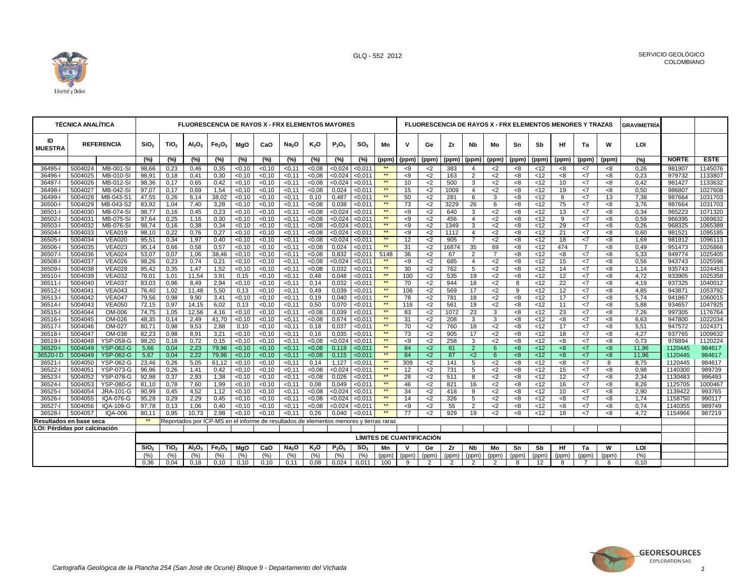| TÉCNICA ANALÍTICA | | | FLUORESCENCIA DE RAYOS X - FRX ELEMENTOS MAYORES | | | | | | | | | | | FLUORESCENCIA DE RAYOS X - FRX ELEMENTOS MENORES Y TRAZAS | | | | | | | | | | GRAVIMETRÍA | | |
|---|---|---|---|---|---|---|---|---|---|---|---|---|---|---|---|---|---|---|---|---|---|---|---|---|---|---|
| ID MUESTRA | REFERENCIA | | $SiO_2$ | $TiO_2$ | $Al_2O_3$ | $Fe_2O_3$ | MgO | CaO | $Na_2O$ | $K_2O$ | $P_2O_5$ | $SO_3$ | Mn | V | Ge | Zr | Nb | Mo | Sn | Sb | Hf | Ta | W | LOI | | |
| | | | (%) | (%) | (%) | (%) | (%) | (%) | (%) | (%) | (%) | (%) | (ppm) | (ppm) | (ppm) | (ppm) | (ppm) | (ppm) | (ppm) | (ppm) | (ppm) | (ppm) | (ppm) | (%) | NORTE | ESTE |
| 36495-I | 5004024 | MB-001-SI | 98,66 | 0,23 | 0,46 | 0,35 | <0,10 | <0,10 | <0,11 | <0,08 | <0,024 | <0,011 | ** | <9 | <2 | 383 | 4 | <2 | <8 | <12 | <8 | <7 | <8 | 0,26 | 981907 | 1145076 |
| 36496-I | 5004025 | MB-010-SI | 98,91 | 0,18 | 0,41 | 0,30 | <0,10 | <0,10 | <0,11 | <0,08 | <0,024 | <0,011 | ** | <9 | <2 | 163 | 2 | <2 | <8 | <12 | <8 | <7 | <8 | 0,23 | 979732 | 1133807 |
| 36497-I | 5004026 | MB-012-SI | 98,36 | 0,17 | 0,65 | 0,42 | <0,10 | <0,10 | <0,11 | <0,08 | <0,024 | <0,011 | ** | 10 | <2 | 500 | 3 | <2 | <8 | <12 | 10 | <7 | <8 | 0,42 | 981427 | 1133632 |
| 36498-I | 5004027 | MB-042-SI | 97,07 | 0,17 | 0,69 | 1,54 | <0,10 | <0,10 | <0,11 | <0,08 | 0,024 | <0,011 | ** | 15 | <2 | 1009 | 4 | <2 | <8 | <12 | 19 | <7 | <8 | 0,50 | 986807 | 1027608 |
| 36499-I | 5004028 | MB-043-S1 | 47,55 | 0,26 | 6,14 | 38,02 | <0,10 | <0,10 | <0,11 | 0,10 | 0,487 | <0,011 | ** | 50 | <2 | 281 | 6 | 3 | <8 | <12 | 8 | <7 | 13 | 7,38 | 987664 | 1031703 |
| 36500-I | 5004029 | MB-043-S2 | 83,92 | 1,04 | 7,40 | 3,28 | <0,10 | <0,10 | <0,11 | <0,08 | 0,038 | <0,011 | ** | 73 | <2 | 3229 | 26 | 6 | <8 | <12 | 75 | <7 | <8 | 3,76 | 987664 | 1031703 |
| 36501-I | 5004030 | MB-074-SI | 98,77 | 0,16 | 0,45 | 0,23 | <0,10 | <0,10 | <0,11 | <0,08 | <0,024 | <0,011 | ** | <9 | <2 | 640 | 3 | <2 | <8 | <12 | 13 | <7 | <8 | 0,34 | 965223 | 1071320 |
| 36502-I | 5004031 | MB-075-SI | 97,64 | 0,25 | 1,16 | 0,30 | <0,10 | <0,10 | <0,11 | <0,08 | <0,024 | <0,011 | ** | <9 | <2 | 456 | 4 | <2 | <8 | <12 | 9 | <7 | <8 | 0,59 | 966395 | 1069632 |
| 36503-I | 5004032 | MB-076-SI | 98,74 | 0,16 | 0,38 | 0,34 | <0,10 | <0,10 | <0,11 | <0,08 | <0,024 | <0,011 | ** | <9 | <2 | 1349 | 3 | <2 | <8 | <12 | 29 | <7 | <8 | 0,26 | 968325 | 1065389 |
| 36504-I | 5004033 | VEA019 | 98,10 | 0,22 | 0,76 | 0,27 | <0,10 | <0,10 | <0,11 | <0,08 | <0,024 | <0,011 | ** | <9 | <2 | 1112 | 4 | <2 | <8 | <12 | 21 | <7 | <8 | 0,60 | 981521 | 1095185 |
| 36505-I | 5004034 | VEA020 | 95,51 | 0,34 | 1,97 | 0,40 | <0,10 | <0,10 | <0,11 | <0,08 | <0,024 | <0,011 | ** | 12 | <2 | 905 | 7 | <2 | <8 | <12 | 18 | <7 | <8 | 1,69 | 981912 | 1096113 |
| 36506-I | 5004035 | VEA023 | 95,14 | 0,66 | 0,58 | 0,57 | <0,10 | <0,10 | <0,11 | <0,08 | 0,024 | <0,011 | ** | 31 | <2 | 16874 | 35 | 69 | <8 | <12 | 474 | 7 | <8 | 0,49 | 951473 | 1026866 |
| 36507-I | 5004036 | VEA024 | 53,07 | 0,07 | 1,06 | 38,46 | <0,10 | <0,10 | <0,11 | <0,08 | 0,832 | <0,011 | 5148 | 36 | <2 | 67 | 2 | 7 | <8 | <12 | <8 | <7 | <8 | 5,33 | 949774 | 1025405 |
| 36508-I | 5004037 | VEA026 | 98,26 | 0,23 | 0,74 | 0,21 | <0,10 | <0,10 | <0,11 | <0,08 | <0,024 | <0,011 | ** | <9 | <2 | 685 | 4 | <2 | <8 | <12 | 15 | <7 | <8 | 0,56 | 943743 | 1025596 |
| 36509-I | 5004038 | VEA028 | 95,42 | 0,35 | 1,47 | 1,52 | <0,10 | <0,10 | <0,11 | <0,08 | 0,032 | <0,011 | ** | 30 | <2 | 762 | 5 | <2 | <8 | <12 | 14 | <7 | <8 | 1,14 | 935743 | 1024453 |
| 36510-I | 5004039 | VEA032 | 78,01 | 1,01 | 11,54 | 3,91 | 0,15 | <0,10 | <0,11 | 0,48 | 0,048 | <0,011 | ** | 100 | <2 | 535 | 19 | <2 | <8 | <12 | 12 | <7 | <8 | 4,72 | 933905 | 1025358 |
| 36511-I | 5004040 | VEA037 | 83,03 | 0,96 | 8,49 | 2,94 | <0,10 | <0,10 | <0,11 | 0,14 | 0,032 | <0,011 | ** | 70 | <2 | 944 | 18 | <2 | 8 | <12 | 22 | <7 | <8 | 4,19 | 937325 | 1040012 |
| 36512-I | 5004041 | VEA043 | 76,40 | 1,02 | 11,48 | 5,50 | 0,13 | <0,10 | <0,11 | 0,49 | 0,039 | <0,011 | ** | 106 | <2 | 569 | 17 | <2 | 9 | <12 | 12 | <7 | <8 | 4,85 | 943871 | 1053792 |
| 36513-I | 5004042 | VEA047 | 79,56 | 0,98 | 9,90 | 3,41 | <0,10 | <0,10 | <0,11 | 0,19 | 0,040 | <0,011 | ** | 78 | <2 | 781 | 18 | <2 | <8 | <12 | 17 | <7 | <8 | 5,74 | 941867 | 1060015 |
| 36514-I | 5004043 | VEA050 | 72,15 | 0,97 | 14,15 | 6,02 | 0,13 | <0,10 | <0,11 | 0,50 | 0,070 | <0,011 | ** | 116 | <2 | 561 | 19 | <2 | <8 | <12 | 11 | <7 | <8 | 5,88 | 934657 | 1047925 |
| 36515-I | 5004044 | OM-006 | 74,75 | 1,05 | 12,56 | 4,16 | <0,10 | <0,10 | <0,11 | <0,08 | 0,039 | <0,011 | ** | 83 | <2 | 1072 | 23 | 3 | <8 | <12 | 23 | <7 | <8 | 7,26 | 997305 | 1176764 |
| 36516-I | 5004045 | OM-026 | 48,35 | 0,14 | 2,49 | 41,70 | <0,10 | <0,10 | <0,11 | <0,08 | 0,674 | <0,011 | ** | 31 | <2 | 208 | 3 | 3 | <8 | <12 | <8 | <7 | <8 | 6,63 | 947800 | 1022034 |
| 36517-I | 5004046 | OM-027 | 80,71 | 0,98 | 9,53 | 2,88 | 0,10 | <0,10 | <0,11 | 0,18 | 0,037 | <0,011 | ** | 70 | <2 | 760 | 18 | <2 | <8 | <12 | 17 | <7 | <8 | 5,51 | 947572 | 1024371 |
| 36518-I | 5004047 | OM-038 | 82,23 | 0,98 | 8,91 | 3,21 | <0,10 | <0,10 | <0,11 | 0,16 | 0,035 | <0,011 | ** | 73 | <2 | 905 | 17 | <2 | <8 | <12 | 18 | <7 | <8 | 4,27 | 937765 | 1009632 |
| 36519-I | 5004048 | YSP-058-G | 98,20 | 0,18 | 0,72 | 0,15 | <0,10 | <0,10 | <0,11 | <0,08 | <0,024 | <0,011 | ** | <9 | <2 | 258 | 3 | <2 | <8 | <12 | <8 | <7 | <8 | 0,73 | 978894 | 1120224 |
| 36520-I | 5004049 | YSP-062-G | 5,66 | 0,04 | 2,23 | 79,96 | <0,10 | <0,10 | <0,11 | <0,08 | 0,118 | <0,011 | ** | 84 | <2 | 81 | 2 | 6 | <8 | <12 | <8 | <7 | <8 | 11,96 | 1120445 | 984617 |
| 36520-I D | 5004049 | YSP-062-G | 5,67 | 0,04 | 2,22 | 79,96 | <0,10 | <0,10 | <0,11 | <0,08 | 0,115 | <0,011 | ** | 84 | <2 | 87 | <2 | 6 | <8 | <12 | <8 | <7 | <8 | 11,96 | 1120445 | 984617 |
| 36521-I | 5004050 | YSP-062-G | 23,46 | 0,26 | 5,05 | 61,12 | <0,10 | <0,10 | <0,11 | 0,14 | 1,127 | <0,011 | ** | 309 | <2 | 141 | 5 | <2 | <8 | <12 | <8 | <7 | 8 | 8,75 | 1120445 | 984617 |
| 36522-I | 5004051 | YSP-073-G | 96,96 | 0,26 | 1,41 | 0,42 | <0,10 | <0,10 | <0,11 | <0,08 | <0,024 | <0,011 | ** | 12 | <2 | 731 | 5 | <2 | <8 | <12 | 15 | <7 | <8 | 0,98 | 1140300 | 989739 |
| 36523-I | 5004052 | YSP-078-G | 92,98 | 0,37 | 2,93 | 1,38 | <0,10 | <0,10 | <0,11 | <0,08 | 0,026 | <0,011 | ** | 28 | <2 | 511 | 8 | <2 | <8 | <12 | 12 | <7 | <8 | 2,34 | 1130483 | 996493 |
| 36524-I | 5004053 | YSP-080-G | 81,10 | 0,78 | 7,60 | 1,99 | <0,10 | <0,10 | <0,11 | 0,08 | 0,049 | <0,011 | ** | 46 | <2 | 821 | 16 | <2 | <8 | <12 | 16 | <7 | <8 | 8,26 | 1125705 | 1000467 |
| 36525-I | 5004054 | JRA-101-G | 90,99 | 0,45 | 4,52 | 1,12 | <0,10 | <0,10 | <0,11 | <0,08 | <0,024 | <0,011 | ** | 34 | <2 | 418 | 9 | <2 | <8 | <12 | 10 | <7 | <8 | 2,90 | 1139422 | 993765 |
| 36526-I | 5004055 | IQA-076-G | 95,28 | 0,29 | 2,29 | 0,45 | <0,10 | <0,10 | <0,11 | <0,08 | <0,024 | <0,011 | ** | 14 | <2 | 326 | 5 | <2 | <8 | <12 | <8 | <7 | <8 | 1,74 | 1158750 | 990117 |
| 36527-I | 5004056 | IQA-109-G | 97,78 | 0,13 | 1,06 | 0,40 | <0,10 | <0,10 | <0,11 | <0,08 | <0,024 | <0,011 | ** | <9 | <2 | 55 | 2 | <2 | <8 | <12 | <8 | <7 | <8 | 0,74 | 1140355 | 989749 |
| 36528-I | 5004057 | IQA-006 | 80,11 | 0,95 | 10,73 | 2,98 | <0,10 | <0,10 | <0,11 | 0,26 | 0,040 | <0,011 | ** | 77 | <2 | 929 | 19 | <2 | <8 | <12 | 18 | <7 | <8 | 4,72 | 1154966 | 987219 |
| Resultados en base seca | | | ** | Reportados por ICP-MS en el informe de resultados de elementos menores y tierras raras | | | | | | | | | | | | | | | | | | | | | | |
| LOI: Pérdidas por calcinación | | | | | | | | | | | | | | | | | | | | | | | | | | |

**LÍMITES DE CUANTIFICACIÓN**

| $SiO_2$ | $TiO_2$ | $Al_2O_3$ | $Fe_2O_3$ | MgO | CaO | $Na_2O$ | $K_2O$ | $P_2O_5$ | $SO_3$ | Mn | V | Ge | Zr | Nb | Mo | Sn | Sb | Hf | Ta | W | LOI |
|---|---|---|---|---|---|---|---|---|---|---|---|---|---|---|---|---|---|---|---|---|---|
| (%) | (%) | (%) | (%) | (%) | (%) | (%) | (%) | (%) | (%) | (ppm) | (ppm) | (ppm) | (ppm) | (ppm) | (ppm) | (ppm) | (ppm) | (ppm) | (ppm) | (ppm) | (%) |
| 0,36 | 0,04 | 0,18 | 0,10 | 0,10 | 0,10 | 0,11 | 0,08 | 0,024 | 0,011 | 100 | 9 | 2 | 2 | 2 | 2 | 8 | 12 | 8 | 7 | 8 | 0,10 |